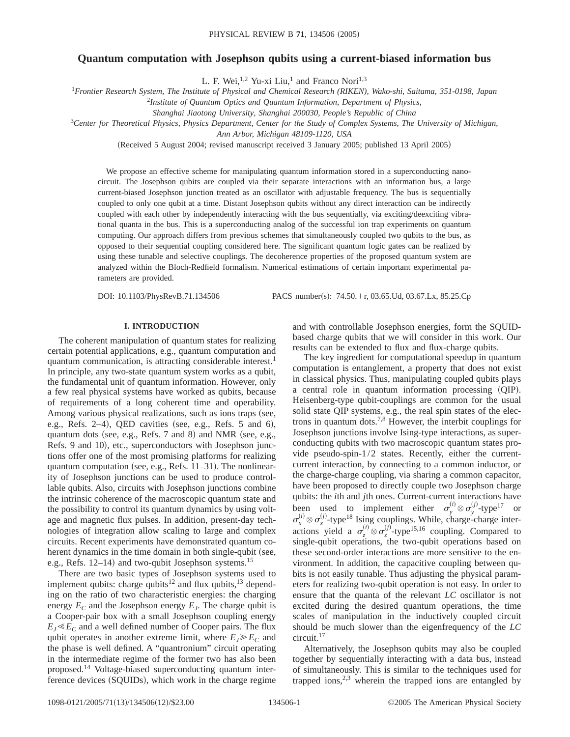# Quantum computation with Josephson qubits using a current-biased information bus

L. F. Wei,[1,2] Yu-xi Liu,[1] and Franco Nori[1,3]

[1]*Frontier Research System, The Institute of Physical and Chemical Research (RIKEN), Wako-shi, Saitama, 351-0198, Japan*

[2]*Institute of Quantum Optics and Quantum Information, Department of Physics, Shanghai Jiaotong University, Shanghai 200030, People's Republic of China*

[3]*Center for Theoretical Physics, Physics Department, Center for the Study of Complex Systems, The University of Michigan, Ann Arbor, Michigan 48109-1120, USA*

(Received 5 August 2004; revised manuscript received 3 January 2005; published 13 April 2005)

We propose an effective scheme for manipulating quantum information stored in a superconducting nanocircuit. The Josephson qubits are coupled via their separate interactions with an information bus, a large current-biased Josephson junction treated as an oscillator with adjustable frequency. The bus is sequentially coupled to only one qubit at a time. Distant Josephson qubits without any direct interaction can be indirectly coupled with each other by independently interacting with the bus sequentially, via exciting/deexciting vibrational quanta in the bus. This is a superconducting analog of the successful ion trap experiments on quantum computing. Our approach differs from previous schemes that simultaneously coupled two qubits to the bus, as opposed to their sequential coupling considered here. The significant quantum logic gates can be realized by using these tunable and selective couplings. The decoherence properties of the proposed quantum system are analyzed within the Bloch-Redfield formalism. Numerical estimations of certain important experimental parameters are provided.

DOI: 10.1103/PhysRevB.71.134506 PACS number(s): 74.50.+r, 03.65.Ud, 03.67.Lx, 85.25.Cp

## I. INTRODUCTION

The coherent manipulation of quantum states for realizing certain potential applications, e.g., quantum computation and quantum communication, is attracting considerable interest.[1] In principle, any two-state quantum system works as a qubit, the fundamental unit of quantum information. However, only a few real physical systems have worked as qubits, because of requirements of a long coherent time and operability. Among various physical realizations, such as ions traps (see, e.g., Refs. 2–4), QED cavities (see, e.g., Refs. 5 and 6), quantum dots (see, e.g., Refs. 7 and 8) and NMR (see, e.g., Refs. 9 and 10), etc., superconductors with Josephson junctions offer one of the most promising platforms for realizing quantum computation (see, e.g., Refs. 11–31). The nonlinearity of Josephson junctions can be used to produce controllable qubits. Also, circuits with Josephson junctions combine the intrinsic coherence of the macroscopic quantum state and the possibility to control its quantum dynamics by using voltage and magnetic flux pulses. In addition, present-day technologies of integration allow scaling to large and complex circuits. Recent experiments have demonstrated quantum coherent dynamics in the time domain in both single-qubit (see, e.g., Refs. 12–14) and two-qubit Josephson systems.[15]

There are two basic types of Josephson systems used to implement qubits: charge qubits[12] and flux qubits,[13] depending on the ratio of two characteristic energies: the charging energy $E_C$ and the Josephson energy $E_J$. The charge qubit is a Cooper-pair box with a small Josephson coupling energy $E_J \ll E_C$ and a well defined number of Cooper pairs. The flux qubit operates in another extreme limit, where $E_J \gg E_C$ and the phase is well defined. A "quantronium" circuit operating in the intermediate regime of the former two has also been proposed.[14] Voltage-biased superconducting quantum interference devices (SQUIDs), which work in the charge regime and with controllable Josephson energies, form the SQUID-based charge qubits that we will consider in this work. Our results can be extended to flux and flux-charge qubits.

The key ingredient for computational speedup in quantum computation is entanglement, a property that does not exist in classical physics. Thus, manipulating coupled qubits plays a central role in quantum information processing (QIP). Heisenberg-type qubit-couplings are common for the usual solid state QIP systems, e.g., the real spin states of the electrons in quantum dots.[7,8] However, the interbit couplings for Josephson junctions involve Ising-type interactions, as superconducting qubits with two macroscopic quantum states provide pseudo-spin-1/2 states. Recently, either the current-current interaction, by connecting to a common inductor, or the charge-charge coupling, via sharing a common capacitor, have been proposed to directly couple two Josephson charge qubits: the *i*th and *j*th ones. Current-current interactions have been used to implement either $\sigma_y^{(i)} \otimes \sigma_y^{(j)}$-type[17] or $\sigma_x^{(i)} \otimes \sigma_x^{(j)}$-type[18] Ising couplings. While, charge-charge interactions yield a $\sigma_z^{(i)} \otimes \sigma_z^{(j)}$-type[15,16] coupling. Compared to single-qubit operations, the two-qubit operations based on these second-order interactions are more sensitive to the environment. In addition, the capacitive coupling between qubits is not easily tunable. Thus adjusting the physical parameters for realizing two-qubit operation is not easy. In order to ensure that the quanta of the relevant *LC* oscillator is not excited during the desired quantum operations, the time scales of manipulation in the inductively coupled circuit should be much slower than the eigenfrequency of the *LC* circuit.[17]

Alternatively, the Josephson qubits may also be coupled together by sequentially interacting with a data bus, instead of simultaneously. This is similar to the techniques used for trapped ions,[2,3] wherein the trapped ions are entangled by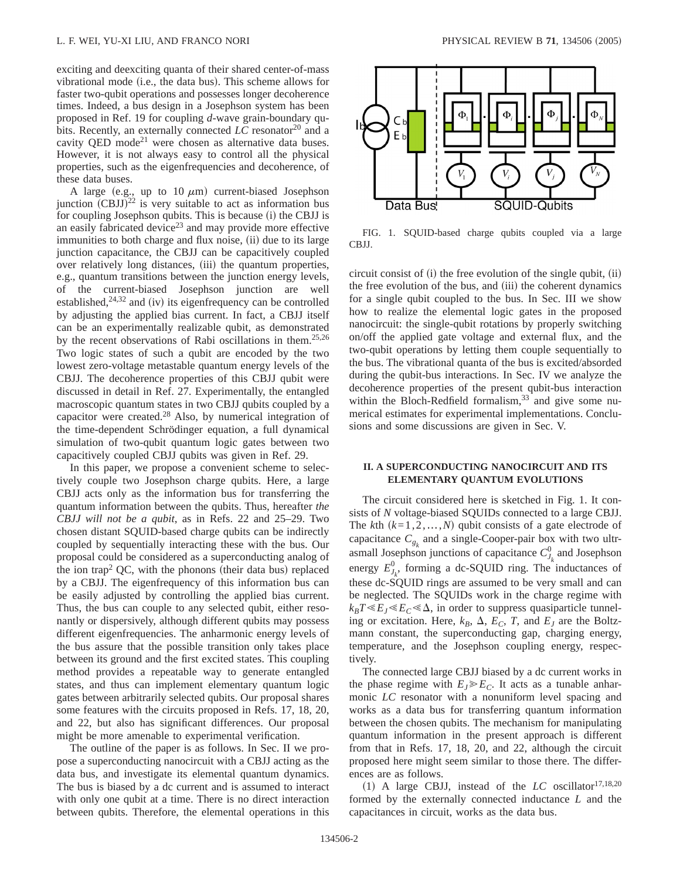exciting and deexciting quanta of their shared center-of-mass vibrational mode (i.e., the data bus). This scheme allows for faster two-qubit operations and possesses longer decoherence times. Indeed, a bus design in a Josephson system has been proposed in Ref. 19 for coupling *d*-wave grain-boundary qubits. Recently, an externally connected *LC* resonator[20] and a cavity QED mode[21] were chosen as alternative data buses. However, it is not always easy to control all the physical properties, such as the eigenfrequencies and decoherence, of these data buses.

A large (e.g., up to 10 $\mu$m) current-biased Josephson junction (CBJJ)[22] is very suitable to act as information bus for coupling Josephson qubits. This is because (i) the CBJJ is an easily fabricated device[23] and may provide more effective immunities to both charge and flux noise, (ii) due to its large junction capacitance, the CBJJ can be capacitively coupled over relatively long distances, (iii) the quantum properties, e.g., quantum transitions between the junction energy levels, of the current-biased Josephson junction are well established,[24,32] and (iv) its eigenfrequency can be controlled by adjusting the applied bias current. In fact, a CBJJ itself can be an experimentally realizable qubit, as demonstrated by the recent observations of Rabi oscillations in them.[25,26] Two logic states of such a qubit are encoded by the two lowest zero-voltage metastable quantum energy levels of the CBJJ. The decoherence properties of this CBJJ qubit were discussed in detail in Ref. 27. Experimentally, the entangled macroscopic quantum states in two CBJJ qubits coupled by a capacitor were created.[28] Also, by numerical integration of the time-dependent Schrödinger equation, a full dynamical simulation of two-qubit quantum logic gates between two capacitively coupled CBJJ qubits was given in Ref. 29.

In this paper, we propose a convenient scheme to selectively couple two Josephson charge qubits. Here, a large CBJJ acts only as the information bus for transferring the quantum information between the qubits. Thus, hereafter *the CBJJ will not be a qubit*, as in Refs. 22 and 25–29. Two chosen distant SQUID-based charge qubits can be indirectly coupled by sequentially interacting these with the bus. Our proposal could be considered as a superconducting analog of the ion trap[2] QC, with the phonons (their data bus) replaced by a CBJJ. The eigenfrequency of this information bus can be easily adjusted by controlling the applied bias current. Thus, the bus can couple to any selected qubit, either resonantly or dispersively, although different qubits may possess different eigenfrequencies. The anharmonic energy levels of the bus assure that the possible transition only takes place between its ground and the first excited states. This coupling method provides a repeatable way to generate entangled states, and thus can implement elementary quantum logic gates between arbitrarily selected qubits. Our proposal shares some features with the circuits proposed in Refs. 17, 18, 20, and 22, but also has significant differences. Our proposal might be more amenable to experimental verification.

The outline of the paper is as follows. In Sec. II we propose a superconducting nanocircuit with a CBJJ acting as the data bus, and investigate its elemental quantum dynamics. The bus is biased by a dc current and is assumed to interact with only one qubit at a time. There is no direct interaction between qubits. Therefore, the elemental operations in this circuit consist of (i) the free evolution of the single qubit, (ii) the free evolution of the bus, and (iii) the coherent dynamics for a single qubit coupled to the bus. In Sec. III we show how to realize the elemental logic gates in the proposed nanocircuit: the single-qubit rotations by properly switching on/off the applied gate voltage and external flux, and the two-qubit operations by letting them couple sequentially to the bus. The vibrational quanta of the bus is excited/absorbed during the qubit-bus interactions. In Sec. IV we analyze the decoherence properties of the present qubit-bus interaction within the Bloch-Redfield formalism,[33] and give some numerical estimates for experimental implementations. Conclusions and some discussions are given in Sec. V.

FIG. 1. SQUID-based charge qubits coupled via a large CBJJ.

## II. A SUPERCONDUCTING NANOCIRCUIT AND ITS ELEMENTARY QUANTUM EVOLUTIONS

The circuit considered here is sketched in Fig. 1. It consists of *N* voltage-biased SQUIDs connected to a large CBJJ. The *k*th $(k=1,2,\ldots,N)$ qubit consists of a gate electrode of capacitance $C_{g_k}$ and a single-Cooper-pair box with two ultrasmall Josephson junctions of capacitance $C^0_{J_k}$ and Josephson energy $E^0_{J_k}$, forming a dc-SQUID ring. The inductances of these dc-SQUID rings are assumed to be very small and can be neglected. The SQUIDs work in the charge regime with $k_BT \ll E_J \ll E_C \ll \Delta$, in order to suppress quasiparticle tunneling or excitation. Here, $k_B$, $\Delta$, $E_C$, $T$, and $E_J$ are the Boltzmann constant, the superconducting gap, charging energy, temperature, and the Josephson coupling energy, respectively.

The connected large CBJJ biased by a dc current works in the phase regime with $E_J \gg E_C$. It acts as a tunable anharmonic *LC* resonator with a nonuniform level spacing and works as a data bus for transferring quantum information between the chosen qubits. The mechanism for manipulating quantum information in the present approach is different from that in Refs. 17, 18, 20, and 22, although the circuit proposed here might seem similar to those there. The differences are as follows.

(1) A large CBJJ, instead of the *LC* oscillator[17,18,20] formed by the externally connected inductance *L* and the capacitances in circuit, works as the data bus.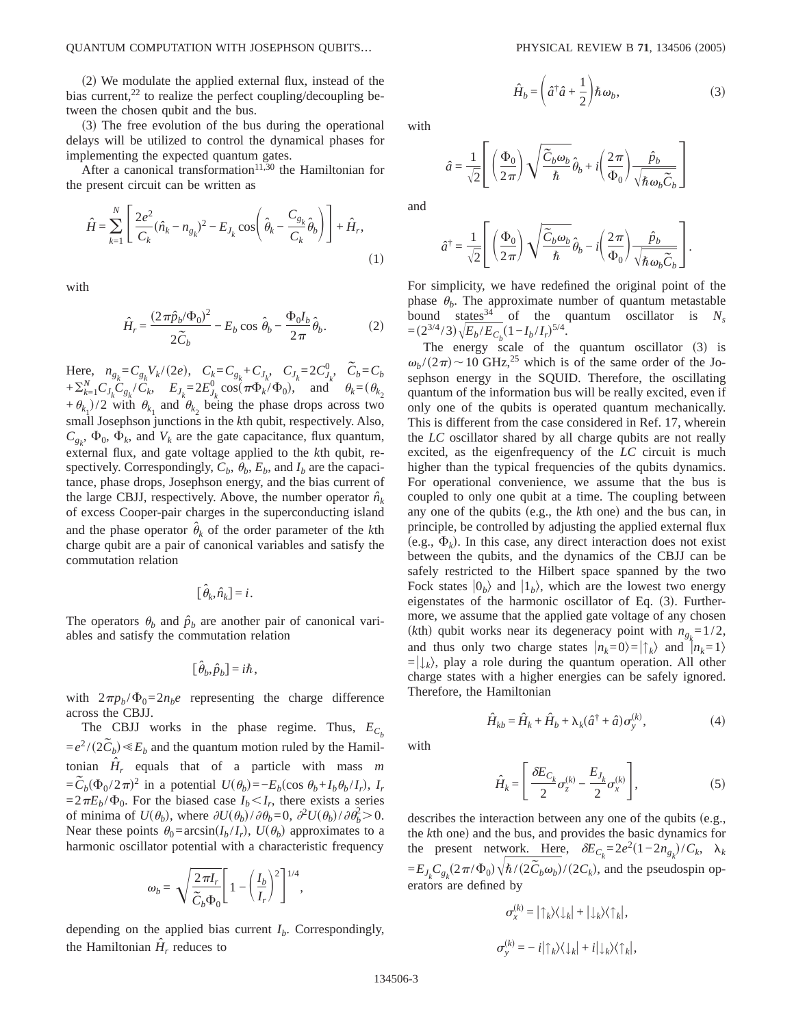(2) We modulate the applied external flux, instead of the bias current,[22] to realize the perfect coupling/decoupling between the chosen qubit and the bus.

(3) The free evolution of the bus during the operational delays will be utilized to control the dynamical phases for implementing the expected quantum gates.

After a canonical transformation[11,30] the Hamiltonian for the present circuit can be written as

$$\hat{H} = \sum_{k=1}^{N} \left[ \frac{2e^2}{C_k}(\hat{n}_k - n_{g_k})^2 - E_{J_k} \cos\left( \hat{\theta}_k - \frac{C_{g_k}}{C_k}\hat{\theta}_b \right) \right] + \hat{H}_r, \tag{1}$$

with

$$\hat{H}_r = \frac{(2\pi \hat{p}_b/\Phi_0)^2}{2\tilde{C}_b} - E_b \cos \hat{\theta}_b - \frac{\Phi_0 I_b}{2\pi}\hat{\theta}_b. \tag{2}$$

Here, $n_{g_k} = C_{g_k}V_k/(2e)$, $C_k = C_{g_k} + C_{J_k}$, $C_{J_k} = 2C_{J_k}^0$, $\tilde{C}_b = C_b + \sum_{k=1}^{N} C_{J_k}C_{g_k}/C_k$, $E_{J_k} = 2E_{J_k}^0 \cos(\pi\Phi_k/\Phi_0)$, and $\theta_k = (\theta_{k_2} + \theta_{k_1})/2$ with $\theta_{k_1}$ and $\theta_{k_2}$ being the phase drops across two small Josephson junctions in the $k$th qubit, respectively. Also, $C_{g_k}$, $\Phi_0$, $\Phi_k$, and $V_k$ are the gate capacitance, flux quantum, external flux, and gate voltage applied to the $k$th qubit, respectively. Correspondingly, $C_b$, $\theta_b$, $E_b$, and $I_b$ are the capacitance, phase drops, Josephson energy, and the bias current of the large CBJJ, respectively. Above, the number operator $\hat{n}_k$ of excess Cooper-pair charges in the superconducting island and the phase operator $\hat{\theta}_k$ of the order parameter of the $k$th charge qubit are a pair of canonical variables and satisfy the commutation relation

$$[\hat{\theta}_k, \hat{n}_k] = i.$$

The operators $\theta_b$ and $\hat{p}_b$ are another pair of canonical variables and satisfy the commutation relation

$$[\hat{\theta}_b, \hat{p}_b] = i\hbar,$$

with $2\pi p_b/\Phi_0 = 2n_b e$ representing the charge difference across the CBJJ.

The CBJJ works in the phase regime. Thus, $E_{C_b} = e^2/(2\tilde{C}_b) \ll E_b$ and the quantum motion ruled by the Hamiltonian $\hat{H}_r$ equals that of a particle with mass $m = \tilde{C}_b(\Phi_0/2\pi)^2$ in a potential $U(\theta_b) = -E_b(\cos\theta_b + I_b\theta_b/I_r)$, $I_r = 2\pi E_b/\Phi_0$. For the biased case $I_b < I_r$, there exists a series of minima of $U(\theta_b)$, where $\partial U(\theta_b)/\partial\theta_b = 0$, $\partial^2 U(\theta_b)/\partial\theta_b^2 > 0$. Near these points $\theta_0 = \arcsin(I_b/I_r)$, $U(\theta_b)$ approximates to a harmonic oscillator potential with a characteristic frequency

$$\omega_b = \sqrt{\frac{2\pi I_r}{\tilde{C}_b\Phi_0}} \left[ 1 - \left( \frac{I_b}{I_r} \right)^2 \right]^{1/4},$$

depending on the applied bias current $I_b$. Correspondingly, the Hamiltonian $\hat{H}_r$ reduces to

$$\hat{H}_b = \left( \hat{a}^\dagger \hat{a} + \frac{1}{2} \right) \hbar\omega_b, \tag{3}$$

with

$$\hat{a} = \frac{1}{\sqrt{2}} \left[ \left( \frac{\Phi_0}{2\pi} \right) \sqrt{\frac{\tilde{C}_b\omega_b}{\hbar}}\hat{\theta}_b + i\left( \frac{2\pi}{\Phi_0} \right) \frac{\hat{p}_b}{\sqrt{\hbar\omega_b\tilde{C}_b}} \right]$$

and

$$\hat{a}^\dagger = \frac{1}{\sqrt{2}} \left[ \left( \frac{\Phi_0}{2\pi} \right) \sqrt{\frac{\tilde{C}_b\omega_b}{\hbar}}\hat{\theta}_b - i\left( \frac{2\pi}{\Phi_0} \right) \frac{\hat{p}_b}{\sqrt{\hbar\omega_b\tilde{C}_b}} \right].$$

For simplicity, we have redefined the original point of the phase $\theta_b$. The approximate number of quantum metastable bound states[34] of the quantum oscillator is $N_s = (2^{3/4}/3)\sqrt{E_b/E_{C_b}}(1 - I_b/I_r)^{5/4}$.

The energy scale of the quantum oscillator (3) is $\omega_b/(2\pi) \sim 10$ GHz,[25] which is of the same order of the Josephson energy in the SQUID. Therefore, the oscillating quantum of the information bus will be really excited, even if only one of the qubits is operated quantum mechanically. This is different from the case considered in Ref. 17, wherein the *LC* oscillator shared by all charge qubits are not really excited, as the eigenfrequency of the *LC* circuit is much higher than the typical frequencies of the qubits dynamics. For operational convenience, we assume that the bus is coupled to only one qubit at a time. The coupling between any one of the qubits (e.g., the $k$th one) and the bus can, in principle, be controlled by adjusting the applied external flux (e.g., $\Phi_k$). In this case, any direct interaction does not exist between the qubits, and the dynamics of the CBJJ can be safely restricted to the Hilbert space spanned by the two Fock states $|0_b\rangle$ and $|1_b\rangle$, which are the lowest two energy eigenstates of the harmonic oscillator of Eq. (3). Furthermore, we assume that the applied gate voltage of any chosen ($k$th) qubit works near its degeneracy point with $n_{g_k} = 1/2$, and thus only two charge states $|n_k = 0\rangle = |\uparrow_k\rangle$ and $|n_k = 1\rangle = |\downarrow_k\rangle$, play a role during the quantum operation. All other charge states with a higher energies can be safely ignored. Therefore, the Hamiltonian

$$\hat{H}_{kb} = \hat{H}_k + \hat{H}_b + \lambda_k(\hat{a}^\dagger + \hat{a})\sigma_y^{(k)}, \tag{4}$$

with

$$\hat{H}_k = \left[ \frac{\delta E_{C_k}}{2}\sigma_z^{(k)} - \frac{E_{J_k}}{2}\sigma_x^{(k)} \right], \tag{5}$$

describes the interaction between any one of the qubits (e.g., the $k$th one) and the bus, and provides the basic dynamics for the present network. Here, $\delta E_{C_k} = 2e^2(1 - 2n_{g_k})/C_k$, $\lambda_k = E_{J_k}C_{g_k}(2\pi/\Phi_0)\sqrt{\hbar/(2\tilde{C}_b\omega_b)}/(2C_k)$, and the pseudospin operators are defined by

$$\sigma_x^{(k)} = |\uparrow_k\rangle\langle\downarrow_k| + |\downarrow_k\rangle\langle\uparrow_k|,$$

$$\sigma_y^{(k)} = -i|\uparrow_k\rangle\langle\downarrow_k| + i|\downarrow_k\rangle\langle\uparrow_k|,$$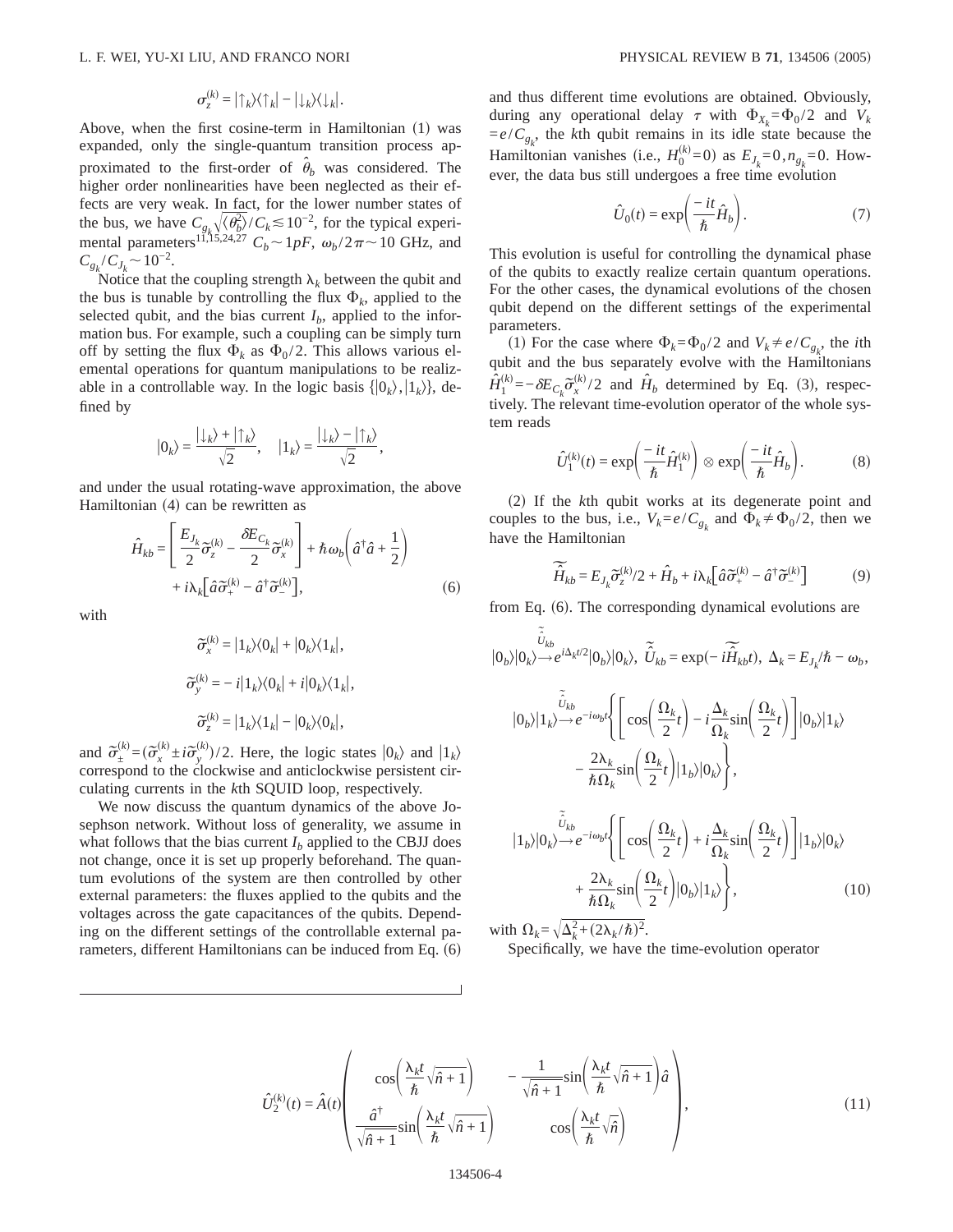$$\sigma_z^{(k)} = |\uparrow_k\rangle\langle\uparrow_k| - |\downarrow_k\rangle\langle\downarrow_k|.$$

Above, when the first cosine-term in Hamiltonian (1) was expanded, only the single-quantum transition process approximated to the first-order of $\hat{\theta}_b$ was considered. The higher order nonlinearities have been neglected as their effects are very weak. In fact, for the lower number states of the bus, we have $C_{g_k}\sqrt{\langle\theta_b^2\rangle}/C_k \lesssim 10^{-2}$, for the typical experimental parameters[11,15,24,27] $C_b \sim 1pF$, $\omega_b/2\pi \sim 10$ GHz, and $C_{g_k}/C_{J_k} \sim 10^{-2}$.

Notice that the coupling strength $\lambda_k$ between the qubit and the bus is tunable by controlling the flux $\Phi_k$, applied to the selected qubit, and the bias current $I_b$, applied to the information bus. For example, such a coupling can be simply turn off by setting the flux $\Phi_k$ as $\Phi_0/2$. This allows various elemental operations for quantum manipulations to be realizable in a controllable way. In the logic basis $\{|0_k\rangle, |1_k\rangle\}$, defined by

$$|0_k\rangle = \frac{|\downarrow_k\rangle + |\uparrow_k\rangle}{\sqrt{2}}, \quad |1_k\rangle = \frac{|\downarrow_k\rangle - |\uparrow_k\rangle}{\sqrt{2}},$$

and under the usual rotating-wave approximation, the above Hamiltonian (4) can be rewritten as

$$\hat{H}_{kb} = \left[\frac{E_{J_k}}{2}\tilde{\sigma}_z^{(k)} - \frac{\delta E_{C_k}}{2}\tilde{\sigma}_x^{(k)}\right] + \hbar\omega_b\left(\hat{a}^\dagger\hat{a} + \frac{1}{2}\right) + i\lambda_k\left[\hat{a}\tilde{\sigma}_+^{(k)} - \hat{a}^\dagger\tilde{\sigma}_-^{(k)}\right], \tag{6}$$

with

$$\tilde{\sigma}_x^{(k)} = |1_k\rangle\langle 0_k| + |0_k\rangle\langle 1_k|,$$

$$\tilde{\sigma}_y^{(k)} = -i|1_k\rangle\langle 0_k| + i|0_k\rangle\langle 1_k|,$$

$$\tilde{\sigma}_z^{(k)} = |1_k\rangle\langle 1_k| - |0_k\rangle\langle 0_k|,$$

and $\tilde{\sigma}_\pm^{(k)} = (\tilde{\sigma}_x^{(k)} \pm i\tilde{\sigma}_y^{(k)})/2$. Here, the logic states $|0_k\rangle$ and $|1_k\rangle$ correspond to the clockwise and anticlockwise persistent circulating currents in the $k$th SQUID loop, respectively.

We now discuss the quantum dynamics of the above Josephson network. Without loss of generality, we assume in what follows that the bias current $I_b$ applied to the CBJJ does not change, once it is set up properly beforehand. The quantum evolutions of the system are then controlled by other external parameters: the fluxes applied to the qubits and the voltages across the gate capacitances of the qubits. Depending on the different settings of the controllable external parameters, different Hamiltonians can be induced from Eq. (6) and thus different time evolutions are obtained. Obviously, during any operational delay $\tau$ with $\Phi_{X_k} = \Phi_0/2$ and $V_k = e/C_{g_k}$, the $k$th qubit remains in its idle state because the Hamiltonian vanishes (i.e., $H_0^{(k)} = 0$) as $E_{J_k} = 0, n_{g_k} = 0$. However, the data bus still undergoes a free time evolution

$$\hat{U}_0(t) = \exp\left(\frac{-it}{\hbar}\hat{H}_b\right). \tag{7}$$

This evolution is useful for controlling the dynamical phase of the qubits to exactly realize certain quantum operations. For the other cases, the dynamical evolutions of the chosen qubit depend on the different settings of the experimental parameters.

(1) For the case where $\Phi_k = \Phi_0/2$ and $V_k \neq e/C_{g_k}$, the $i$th qubit and the bus separately evolve with the Hamiltonians $\hat{H}_1^{(k)} = -\delta E_{C_k}\tilde{\sigma}_x^{(k)}/2$ and $\hat{H}_b$ determined by Eq. (3), respectively. The relevant time-evolution operator of the whole system reads

$$\hat{U}_1^{(k)}(t) = \exp\left(\frac{-it}{\hbar}\hat{H}_1^{(k)}\right) \otimes \exp\left(\frac{-it}{\hbar}\hat{H}_b\right). \tag{8}$$

(2) If the $k$th qubit works at its degenerate point and couples to the bus, i.e., $V_k = e/C_{g_k}$ and $\Phi_k \neq \Phi_0/2$, then we have the Hamiltonian

$$\tilde{\hat{H}}_{kb} = E_{J_k}\tilde{\sigma}_z^{(k)}/2 + \hat{H}_b + i\lambda_k\left[\hat{a}\tilde{\sigma}_+^{(k)} - \hat{a}^\dagger\tilde{\sigma}_-^{(k)}\right] \tag{9}$$

from Eq. (6). The corresponding dynamical evolutions are

$$|0_b\rangle|0_k\rangle \xrightarrow{\tilde{\hat{U}}_{kb}} e^{i\Delta_k t/2}|0_b\rangle|0_k\rangle, \quad \tilde{\hat{U}}_{kb} = \exp(-i\tilde{\hat{H}}_{kb}t), \quad \Delta_k = E_{J_k}/\hbar - \omega_b,$$

$$|0_b\rangle|1_k\rangle \xrightarrow{\tilde{\hat{U}}_{kb}} e^{-i\omega_b t}\left\{\left[\cos\left(\frac{\Omega_k}{2}t\right) - i\frac{\Delta_k}{\Omega_k}\sin\left(\frac{\Omega_k}{2}t\right)\right]|0_b\rangle|1_k\rangle - \frac{2\lambda_k}{\hbar\Omega_k}\sin\left(\frac{\Omega_k}{2}t\right)|1_b\rangle|0_k\rangle\right\},$$

$$|1_b\rangle|0_k\rangle \xrightarrow{\tilde{\hat{U}}_{kb}} e^{-i\omega_b t}\left\{\left[\cos\left(\frac{\Omega_k}{2}t\right) + i\frac{\Delta_k}{\Omega_k}\sin\left(\frac{\Omega_k}{2}t\right)\right]|1_b\rangle|0_k\rangle + \frac{2\lambda_k}{\hbar\Omega_k}\sin\left(\frac{\Omega_k}{2}t\right)|0_b\rangle|1_k\rangle\right\}, \tag{10}$$

with $\Omega_k = \sqrt{\Delta_k^2 + (2\lambda_k/\hbar)^2}$.

Specifically, we have the time-evolution operator

$$\hat{U}_2^{(k)}(t) = \hat{A}(t)\begin{pmatrix} \cos\left(\frac{\lambda_k t}{\hbar}\sqrt{\hat{n}+1}\right) & -\frac{1}{\sqrt{\hat{n}+1}}\sin\left(\frac{\lambda_k t}{\hbar}\sqrt{\hat{n}+1}\right)\hat{a} \\ \frac{\hat{a}^\dagger}{\sqrt{\hat{n}+1}}\sin\left(\frac{\lambda_k t}{\hbar}\sqrt{\hat{n}+1}\right) & \cos\left(\frac{\lambda_k t}{\hbar}\sqrt{\hat{n}}\right) \end{pmatrix}, \tag{11}$$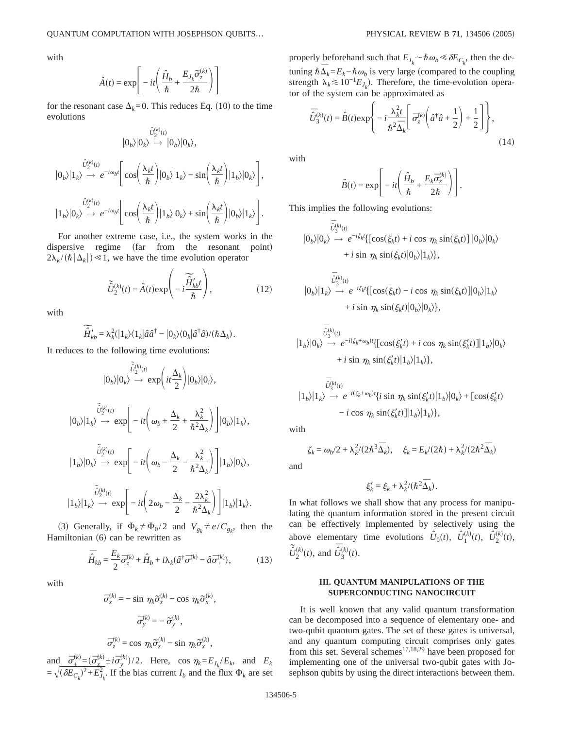with

$$\hat{A}(t) = \exp\left[ -it\left( \frac{\hat{H}_b}{\hbar} + \frac{E_{J_k}\tilde{\sigma}_z^{(k)}}{2\hbar} \right) \right]$$

for the resonant case $\Delta_k = 0$. This reduces Eq. (10) to the time evolutions

$$|0_b\rangle|0_k\rangle \overset{\hat{U}_2^{(k)}(t)}{\longrightarrow} |0_b\rangle|0_k\rangle,$$

$$|0_b\rangle|1_k\rangle \overset{\hat{U}_2^{(k)}(t)}{\longrightarrow} e^{-i\omega_b t}\left[ \cos\left( \frac{\lambda_k t}{\hbar} \right)|0_b\rangle|1_k\rangle - \sin\left( \frac{\lambda_k t}{\hbar} \right)|1_b\rangle|0_k\rangle \right],$$

$$|1_b\rangle|0_k\rangle \overset{\hat{U}_2^{(k)}(t)}{\longrightarrow} e^{-i\omega_b t}\left[ \cos\left( \frac{\lambda_k t}{\hbar} \right)|1_b\rangle|0_k\rangle + \sin\left( \frac{\lambda_k t}{\hbar} \right)|0_b\rangle|1_k\rangle \right].$$

For another extreme case, i.e., the system works in the dispersive regime (far from the resonant point) $2\lambda_k/(\hbar|\Delta_k|) \ll 1$, we have the time evolution operator

$$\tilde{\hat{U}}_2^{(k)}(t) = \hat{A}(t)\exp\left( -i\frac{\widetilde{\hat{H}'_{kb}}t}{\hbar} \right), \tag{12}$$

with

$$\widetilde{\hat{H}'_{kb}} = \lambda_k^2(|1_k\rangle\langle 1_k|\hat{a}\hat{a}^\dagger - |0_k\rangle\langle 0_k|\hat{a}^\dagger\hat{a})/(\hbar\Delta_k).$$

It reduces to the following time evolutions:

$$|0_b\rangle|0_k\rangle \overset{\tilde{\hat{U}}_2^{(k)}(t)}{\longrightarrow} \exp\left( it\frac{\Delta_k}{2} \right)|0_b\rangle|0_i\rangle,$$

$$|0_b\rangle|1_k\rangle \overset{\tilde{\hat{U}}_2^{(k)}(t)}{\longrightarrow} \exp\left[ -it\left( \omega_b + \frac{\Delta_k}{2} + \frac{\lambda_k^2}{\hbar^2\Delta_k} \right) \right]|0_b\rangle|1_k\rangle,$$

$$|1_b\rangle|0_k\rangle \overset{\tilde{\hat{U}}_2^{(k)}(t)}{\longrightarrow} \exp\left[ -it\left( \omega_b - \frac{\Delta_k}{2} - \frac{\lambda_k^2}{\hbar^2\Delta_k} \right) \right]|1_b\rangle|0_k\rangle,$$

$$|1_b\rangle|1_k\rangle \overset{\tilde{\hat{U}}_2^{(k)}(t)}{\longrightarrow} \exp\left[ -it\left( 2\omega_b - \frac{\Delta_k}{2} - \frac{2\lambda_k^2}{\hbar^2\Delta_k} \right) \right]|1_b\rangle|1_k\rangle.$$

(3) Generally, if $\Phi_k \neq \Phi_0/2$ and $V_{g_k} \neq e/C_{g_k}$, then the Hamiltonian (6) can be rewritten as

$$\overline{\hat{H}}_{kb} = \frac{E_k}{2}\bar{\sigma}_z^{(k)} + \hat{H}_b + i\lambda_k(\hat{a}^\dagger\bar{\sigma}_-^{(k)} - \hat{a}\bar{\sigma}_+^{(k)}), \tag{13}$$

with

$$\bar{\sigma}_x^{(k)} = -\sin\eta_k\tilde{\sigma}_z^{(k)} - \cos\eta_k\tilde{\sigma}_x^{(k)},$$

$$\bar{\sigma}_y^{(k)} = -\tilde{\sigma}_y^{(k)},$$

$$\bar{\sigma}_z^{(k)} = \cos\eta_k\tilde{\sigma}_z^{(k)} - \sin\eta_k\tilde{\sigma}_x^{(k)},$$

and $\bar{\sigma}_\pm^{(k)} = (\bar{\sigma}_x^{(k)} \pm i\bar{\sigma}_y^{(k)})/2$. Here, $\cos\eta_k = E_{J_k}/E_k$, and $E_k = \sqrt{(\delta E_{C_k})^2 + E_{J_k}^2}$. If the bias current $I_b$ and the flux $\Phi_k$ are set properly beforehand such that $E_{J_k} \sim \hbar\omega_b \ll \delta E_{C_k}$, then the detuning $\hbar\overline{\Delta}_k = E_k - \hbar\omega_b$ is very large (compared to the coupling strength $\lambda_k \lesssim 10^{-1}E_{J_k}$). Therefore, the time-evolution operator of the system can be approximated as

$$\overline{\hat{U}}_3^{(k)}(t) = \hat{B}(t)\exp\left\{ -i\frac{\lambda_k^2 t}{\hbar^2\overline{\Delta}_k}\left[ \bar{\sigma}_z^{(k)}\left( \hat{a}^\dagger\hat{a} + \frac{1}{2} \right) + \frac{1}{2} \right] \right\}, \tag{14}$$

with

$$\hat{B}(t) = \exp\left[ -it\left( \frac{\hat{H}_b}{\hbar} + \frac{E_k\bar{\sigma}_z^{(k)}}{2\hbar} \right) \right].$$

This implies the following evolutions:

$$|0_b\rangle|0_k\rangle \overset{\overline{\hat{U}}_3^{(k)}(t)}{\longrightarrow} e^{-i\zeta_k t}\{[\cos(\xi_k t) + i\cos\eta_k\sin(\xi_k t)]\,|0_b\rangle|0_k\rangle + i\sin\eta_k\sin(\xi_k t)|0_b\rangle|1_k\rangle\},$$

$$|0_b\rangle|1_k\rangle \overset{\overline{\hat{U}}_3^{(k)}(t)}{\longrightarrow} e^{-i\zeta_k t}\{[\cos(\xi_k t) - i\cos\eta_k\sin(\xi_k t)]|0_b\rangle|1_k\rangle + i\sin\eta_k\sin(\xi_k t)|0_b\rangle|0_k\rangle\},$$

$$|1_b\rangle|0_k\rangle \overset{\overline{\hat{U}}_3^{(k)}(t)}{\longrightarrow} e^{-i(\zeta_k+\omega_b)t}\{[\cos(\xi'_k t) + i\cos\eta_k\sin(\xi'_k t)]|1_b\rangle|0_k\rangle + i\sin\eta_k\sin(\xi'_k t)|1_b\rangle|1_k\rangle\},$$

$$|1_b\rangle|1_k\rangle \overset{\overline{\hat{U}}_3^{(k)}(t)}{\longrightarrow} e^{-i(\zeta_k+\omega_b)t}\{i\sin\eta_k\sin(\xi'_k t)|1_b\rangle|0_k\rangle + [\cos(\xi'_k t) - i\cos\eta_k\sin(\xi'_k t)]|1_b\rangle|1_k\rangle\},$$

with

$$\zeta_k = \omega_b/2 + \lambda_k^2/(2\hbar^3\overline{\Delta}_k), \quad \xi_k = E_k/(2\hbar) + \lambda_k^2/(2\hbar^2\overline{\Delta}_k)$$

and

$$\xi'_k = \xi_k + \lambda_k^2/(\hbar^2\overline{\Delta}_k).$$

In what follows we shall show that any process for manipulating the quantum information stored in the present circuit can be effectively implemented by selectively using the above elementary time evolutions $\hat{U}_0(t)$, $\hat{U}_1^{(k)}(t)$, $\hat{U}_2^{(k)}(t)$, $\tilde{\hat{U}}_2^{(k)}(t)$, and $\overline{\hat{U}}_3^{(k)}(t)$.

## III. QUANTUM MANIPULATIONS OF THE SUPERCONDUCTING NANOCIRCUIT

It is well known that any valid quantum transformation can be decomposed into a sequence of elementary one- and two-qubit quantum gates. The set of these gates is universal, and any quantum computing circuit comprises only gates from this set. Several schemes[17,18,29] have been proposed for implementing one of the universal two-qubit gates with Josephson qubits by using the direct interactions between them.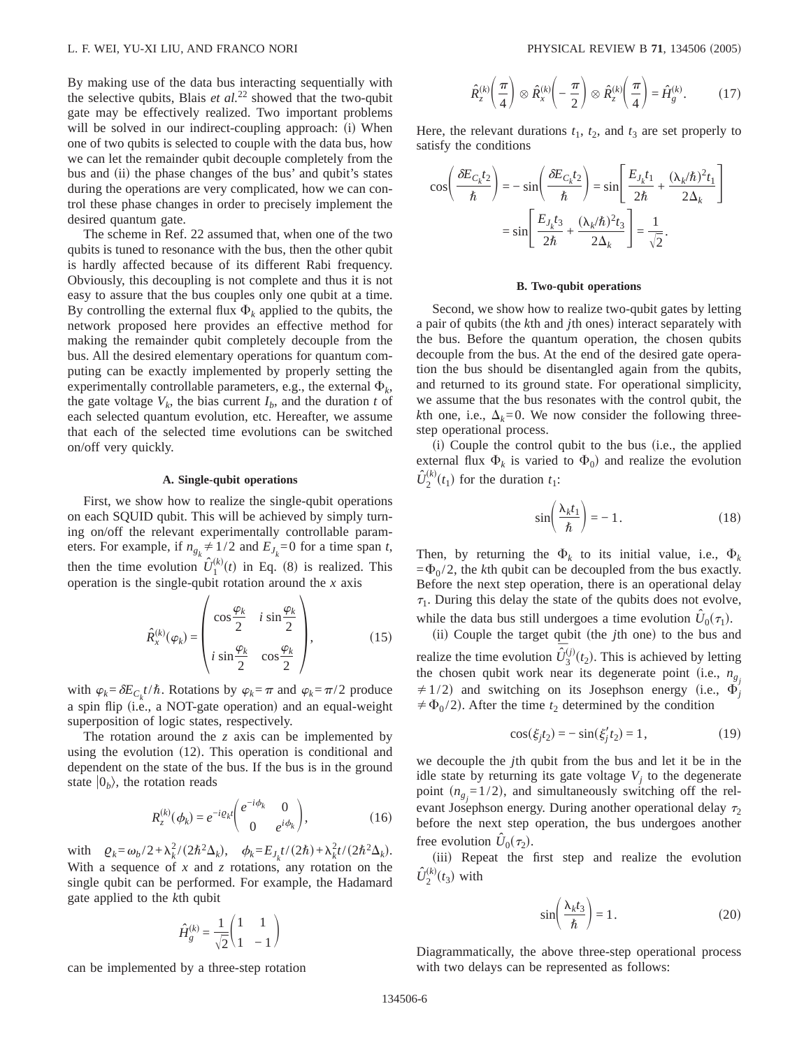By making use of the data bus interacting sequentially with the selective qubits, Blais *et al.*[22] showed that the two-qubit gate may be effectively realized. Two important problems will be solved in our indirect-coupling approach: (i) When one of two qubits is selected to couple with the data bus, how we can let the remainder qubit decouple completely from the bus and (ii) the phase changes of the bus' and qubit's states during the operations are very complicated, how we can control these phase changes in order to precisely implement the desired quantum gate.

The scheme in Ref. 22 assumed that, when one of the two qubits is tuned to resonance with the bus, then the other qubit is hardly affected because of its different Rabi frequency. Obviously, this decoupling is not complete and thus it is not easy to assure that the bus couples only one qubit at a time. By controlling the external flux $\Phi_k$ applied to the qubits, the network proposed here provides an effective method for making the remainder qubit completely decouple from the bus. All the desired elementary operations for quantum computing can be exactly implemented by properly setting the experimentally controllable parameters, e.g., the external $\Phi_k$, the gate voltage $V_k$, the bias current $I_b$, and the duration $t$ of each selected quantum evolution, etc. Hereafter, we assume that each of the selected time evolutions can be switched on/off very quickly.

### A. Single-qubit operations

First, we show how to realize the single-qubit operations on each SQUID qubit. This will be achieved by simply turning on/off the relevant experimentally controllable parameters. For example, if $n_{g_k} \neq 1/2$ and $E_{J_k}=0$ for a time span $t$, then the time evolution $\hat{U}_1^{(k)}(t)$ in Eq. (8) is realized. This operation is the single-qubit rotation around the $x$ axis

$$\hat{R}_x^{(k)}(\varphi_k) = \begin{pmatrix} \cos\frac{\varphi_k}{2} & i\sin\frac{\varphi_k}{2} \\ i\sin\frac{\varphi_k}{2} & \cos\frac{\varphi_k}{2} \end{pmatrix}, \tag{15}$$

with $\varphi_k = \delta E_{C_k} t/\hbar$. Rotations by $\varphi_k=\pi$ and $\varphi_k=\pi/2$ produce a spin flip (i.e., a NOT-gate operation) and an equal-weight superposition of logic states, respectively.

The rotation around the $z$ axis can be implemented by using the evolution (12). This operation is conditional and dependent on the state of the bus. If the bus is in the ground state $|0_b\rangle$, the rotation reads

$$R_z^{(k)}(\phi_k) = e^{-i\varrho_k t}\begin{pmatrix} e^{-i\phi_k} & 0 \\ 0 & e^{i\phi_k} \end{pmatrix}, \tag{16}$$

with $\varrho_k = \omega_b/2 + \lambda_k^2/(2\hbar^2\Delta_k)$, $\phi_k = E_{J_k}t/(2\hbar) + \lambda_k^2 t/(2\hbar^2\Delta_k)$. With a sequence of $x$ and $z$ rotations, any rotation on the single qubit can be performed. For example, the Hadamard gate applied to the $k$th qubit

$$\hat{H}_g^{(k)} = \frac{1}{\sqrt{2}}\begin{pmatrix} 1 & 1 \\ 1 & -1 \end{pmatrix}$$

can be implemented by a three-step rotation

$$\hat{R}_z^{(k)}\left(\frac{\pi}{4}\right) \otimes \hat{R}_x^{(k)}\left(-\frac{\pi}{2}\right) \otimes \hat{R}_z^{(k)}\left(\frac{\pi}{4}\right) = \hat{H}_g^{(k)}. \tag{17}$$

Here, the relevant durations $t_1$, $t_2$, and $t_3$ are set properly to satisfy the conditions

$$\cos\left(\frac{\delta E_{C_k} t_2}{\hbar}\right) = -\sin\left(\frac{\delta E_{C_k} t_2}{\hbar}\right) = \sin\left[\frac{E_{J_k} t_1}{2\hbar} + \frac{(\lambda_k/\hbar)^2 t_1}{2\Delta_k}\right] = \sin\left[\frac{E_{J_k} t_3}{2\hbar} + \frac{(\lambda_k/\hbar)^2 t_3}{2\Delta_k}\right] = \frac{1}{\sqrt{2}}.$$

### B. Two-qubit operations

Second, we show how to realize two-qubit gates by letting a pair of qubits (the $k$th and $j$th ones) interact separately with the bus. Before the quantum operation, the chosen qubits decouple from the bus. At the end of the desired gate operation the bus should be disentangled again from the qubits, and returned to its ground state. For operational simplicity, we assume that the bus resonates with the control qubit, the $k$th one, i.e., $\Delta_k=0$. We now consider the following three-step operational process.

(i) Couple the control qubit to the bus (i.e., the applied external flux $\Phi_k$ is varied to $\Phi_0$) and realize the evolution $\hat{U}_2^{(k)}(t_1)$ for the duration $t_1$:

$$\sin\left(\frac{\lambda_k t_1}{\hbar}\right) = -1. \tag{18}$$

Then, by returning the $\Phi_k$ to its initial value, i.e., $\Phi_k = \Phi_0/2$, the $k$th qubit can be decoupled from the bus exactly. Before the next step operation, there is an operational delay $\tau_1$. During this delay the state of the qubits does not evolve, while the data bus still undergoes a time evolution $\hat{U}_0(\tau_1)$.

(ii) Couple the target qubit (the $j$th one) to the bus and realize the time evolution $\overline{\hat{U}_3^{(j)}}(t_2)$. This is achieved by letting the chosen qubit work near its degenerate point (i.e., $n_{g_j} \neq 1/2$) and switching on its Josephson energy (i.e., $\Phi_j \neq \Phi_0/2$). After the time $t_2$ determined by the condition

$$\cos(\xi_j t_2) = -\sin(\xi_j' t_2) = 1, \tag{19}$$

we decouple the $j$th qubit from the bus and let it be in the idle state by returning its gate voltage $V_j$ to the degenerate point ($n_{g_j}=1/2$), and simultaneously switching off the relevant Josephson energy. During another operational delay $\tau_2$ before the next step operation, the bus undergoes another free evolution $\hat{U}_0(\tau_2)$.

(iii) Repeat the first step and realize the evolution $\hat{U}_2^{(k)}(t_3)$ with

$$\sin\left(\frac{\lambda_k t_3}{\hbar}\right) = 1. \tag{20}$$

Diagrammatically, the above three-step operational process with two delays can be represented as follows: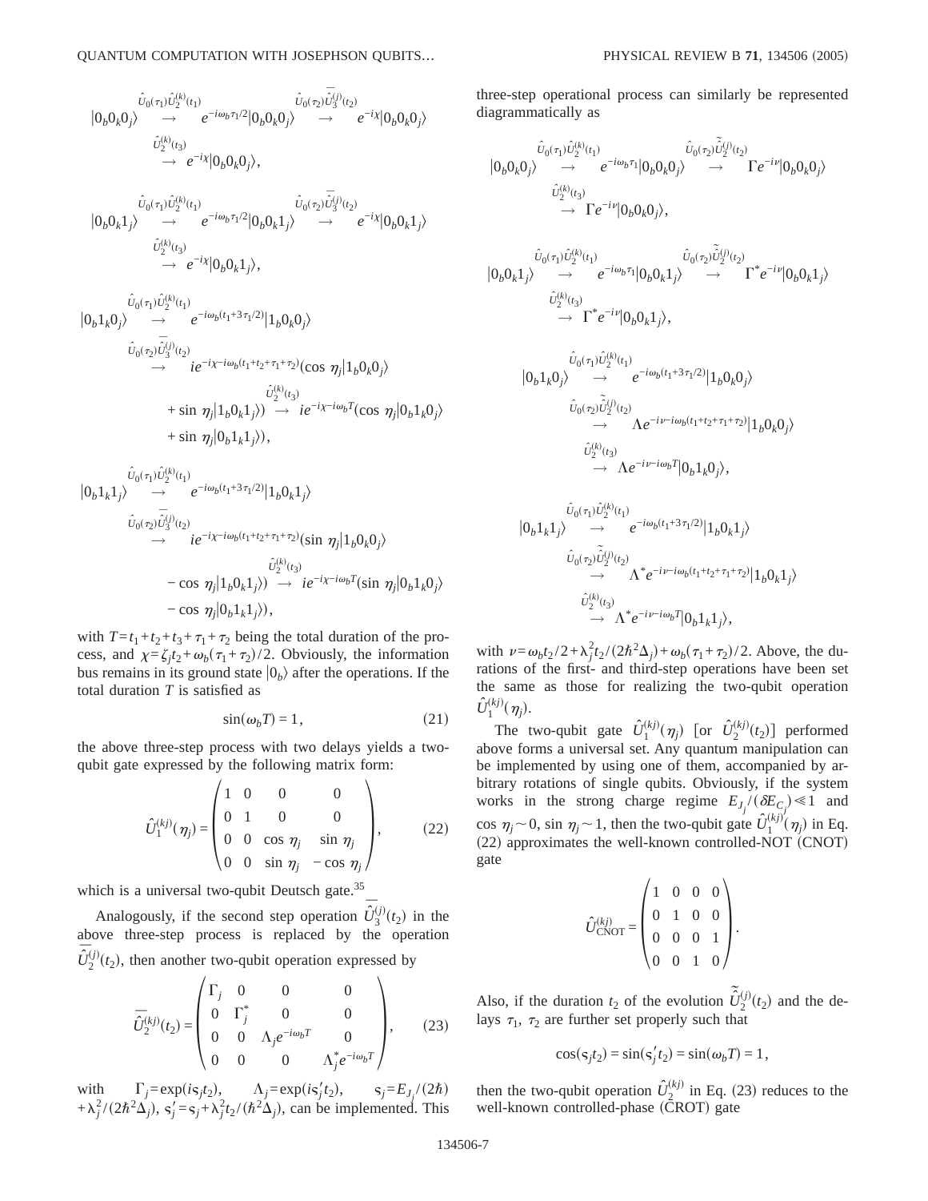$$|0_b0_k0_j\rangle \overset{\hat{U}_0(\tau_1)\hat{U}_2^{(k)}(t_1)}{\longrightarrow} e^{-i\omega_b\tau_1/2}|0_b0_k0_j\rangle \overset{\hat{U}_0(\tau_2)\bar{\hat{U}}_3^{(j)}(t_2)}{\longrightarrow} e^{-i\chi}|0_b0_k0_j\rangle \overset{\hat{U}_2^{(k)}(t_3)}{\longrightarrow} e^{-i\chi}|0_b0_k0_j\rangle,$$

$$|0_b0_k1_j\rangle \overset{\hat{U}_0(\tau_1)\hat{U}_2^{(k)}(t_1)}{\longrightarrow} e^{-i\omega_b\tau_1/2}|0_b0_k1_j\rangle \overset{\hat{U}_0(\tau_2)\bar{\hat{U}}_3^{(j)}(t_2)}{\longrightarrow} e^{-i\chi}|0_b0_k1_j\rangle \overset{\hat{U}_2^{(k)}(t_3)}{\longrightarrow} e^{-i\chi}|0_b0_k1_j\rangle,$$

$$\begin{aligned}|0_b1_k0_j\rangle &\overset{\hat{U}_0(\tau_1)\hat{U}_2^{(k)}(t_1)}{\longrightarrow} e^{-i\omega_b(t_1+3\tau_1/2)}|1_b0_k0_j\rangle \\ &\overset{\hat{U}_0(\tau_2)\bar{\hat{U}}_3^{(j)}(t_2)}{\longrightarrow} ie^{-i\chi-i\omega_b(t_1+t_2+\tau_1+\tau_2)}(\cos\eta_j|1_b0_k0_j\rangle + \sin\eta_j|1_b0_k1_j\rangle) \\ &\overset{\hat{U}_2^{(k)}(t_3)}{\longrightarrow} ie^{-i\chi-i\omega_bT}(\cos\eta_j|0_b1_k0_j\rangle + \sin\eta_j|0_b1_k1_j\rangle),\end{aligned}$$

$$\begin{aligned}|0_b1_k1_j\rangle &\overset{\hat{U}_0(\tau_1)\hat{U}_2^{(k)}(t_1)}{\longrightarrow} e^{-i\omega_b(t_1+3\tau_1/2)}|1_b0_k1_j\rangle \\ &\overset{\hat{U}_0(\tau_2)\bar{\hat{U}}_3^{(j)}(t_2)}{\longrightarrow} ie^{-i\chi-i\omega_b(t_1+t_2+\tau_1+\tau_2)}(\sin\eta_j|1_b0_k0_j\rangle - \cos\eta_j|1_b0_k1_j\rangle) \\ &\overset{\hat{U}_2^{(k)}(t_3)}{\longrightarrow} ie^{-i\chi-i\omega_bT}(\sin\eta_j|0_b1_k0_j\rangle - \cos\eta_j|0_b1_k1_j\rangle),\end{aligned}$$

with $T=t_1+t_2+t_3+\tau_1+\tau_2$ being the total duration of the process, and $\chi=\zeta_jt_2+\omega_b(\tau_1+\tau_2)/2$. Obviously, the information bus remains in its ground state $|0_b\rangle$ after the operations. If the total duration $T$ is satisfied as

$$\sin(\omega_bT)=1, \tag{21}$$

the above three-step process with two delays yields a two-qubit gate expressed by the following matrix form:

$$\hat{U}_1^{(kj)}(\eta_j)=\begin{pmatrix}1 & 0 & 0 & 0\\ 0 & 1 & 0 & 0\\ 0 & 0 & \cos\eta_j & \sin\eta_j\\ 0 & 0 & \sin\eta_j & -\cos\eta_j\end{pmatrix}, \tag{22}$$

which is a universal two-qubit Deutsch gate.[35]

Analogously, if the second step operation $\bar{\hat{U}}_3^{(j)}(t_2)$ in the above three-step process is replaced by the operation $\bar{\hat{U}}_2^{(j)}(t_2)$, then another two-qubit operation expressed by

$$\bar{\hat{U}}_2^{(kj)}(t_2)=\begin{pmatrix}\Gamma_j & 0 & 0 & 0\\ 0 & \Gamma_j^* & 0 & 0\\ 0 & 0 & \Lambda_je^{-i\omega_bT} & 0\\ 0 & 0 & 0 & \Lambda_j^*e^{-i\omega_bT}\end{pmatrix}, \tag{23}$$

with $\Gamma_j=\exp(i\varsigma_jt_2)$, $\Lambda_j=\exp(i\varsigma_j't_2)$, $\varsigma_j=E_{J_j}/(2\hbar)+\lambda_j^2/(2\hbar^2\Delta_j)$, $\varsigma_j'=\varsigma_j+\lambda_j^2t_2/(\hbar^2\Delta_j)$, can be implemented. This three-step operational process can similarly be represented diagrammatically as

$$|0_b0_k0_j\rangle \overset{\hat{U}_0(\tau_1)\hat{U}_2^{(k)}(t_1)}{\longrightarrow} e^{-i\omega_b\tau_1}|0_b0_k0_j\rangle \overset{\hat{U}_0(\tau_2)\tilde{\bar{U}}_2^{(j)}(t_2)}{\longrightarrow} \Gamma e^{-i\nu}|0_b0_k0_j\rangle \overset{\hat{U}_2^{(k)}(t_3)}{\longrightarrow} \Gamma e^{-i\nu}|0_b0_k0_j\rangle,$$

$$|0_b0_k1_j\rangle \overset{\hat{U}_0(\tau_1)\hat{U}_2^{(k)}(t_1)}{\longrightarrow} e^{-i\omega_b\tau_1}|0_b0_k1_j\rangle \overset{\hat{U}_0(\tau_2)\tilde{\bar{U}}_2^{(j)}(t_2)}{\longrightarrow} \Gamma^* e^{-i\nu}|0_b0_k1_j\rangle \overset{\hat{U}_2^{(k)}(t_3)}{\longrightarrow} \Gamma^* e^{-i\nu}|0_b0_k1_j\rangle,$$

$$\begin{aligned}|0_b1_k0_j\rangle &\overset{\hat{U}_0(\tau_1)\hat{U}_2^{(k)}(t_1)}{\longrightarrow} e^{-i\omega_b(t_1+3\tau_1/2)}|1_b0_k0_j\rangle \\ &\overset{\hat{U}_0(\tau_2)\tilde{\bar{U}}_2^{(j)}(t_2)}{\longrightarrow} \Lambda e^{-i\nu-i\omega_b(t_1+t_2+\tau_1+\tau_2)}|1_b0_k0_j\rangle \\ &\overset{\hat{U}_2^{(k)}(t_3)}{\longrightarrow} \Lambda e^{-i\nu-i\omega_bT}|0_b1_k0_j\rangle,\end{aligned}$$

$$\begin{aligned}|0_b1_k1_j\rangle &\overset{\hat{U}_0(\tau_1)\hat{U}_2^{(k)}(t_1)}{\longrightarrow} e^{-i\omega_b(t_1+3\tau_1/2)}|1_b0_k1_j\rangle \\ &\overset{\hat{U}_0(\tau_2)\tilde{\bar{U}}_2^{(j)}(t_2)}{\longrightarrow} \Lambda^* e^{-i\nu-i\omega_b(t_1+t_2+\tau_1+\tau_2)}|1_b0_k1_j\rangle \\ &\overset{\hat{U}_2^{(k)}(t_3)}{\longrightarrow} \Lambda^* e^{-i\nu-i\omega_bT}|0_b1_k1_j\rangle,\end{aligned}$$

with $\nu=\omega_bt_2/2+\lambda_j^2t_2/(2\hbar^2\Delta_j)+\omega_b(\tau_1+\tau_2)/2$. Above, the durations of the first- and third-step operations have been set the same as those for realizing the two-qubit operation $\hat{U}_1^{(kj)}(\eta_j)$.

The two-qubit gate $\hat{U}_1^{(kj)}(\eta_j)$ [or $\hat{U}_2^{(kj)}(t_2)$] performed above forms a universal set. Any quantum manipulation can be implemented by using one of them, accompanied by arbitrary rotations of single qubits. Obviously, if the system works in the strong charge regime $E_{J_j}/(\delta E_{C_j})\ll 1$ and $\cos\eta_j\sim 0$, $\sin\eta_j\sim 1$, then the two-qubit gate $\hat{U}_1^{(kj)}(\eta_j)$ in Eq. (22) approximates the well-known controlled-NOT (CNOT) gate

$$\hat{U}_{\mathrm{CNOT}}^{(kj)}=\begin{pmatrix}1 & 0 & 0 & 0\\ 0 & 1 & 0 & 0\\ 0 & 0 & 0 & 1\\ 0 & 0 & 1 & 0\end{pmatrix}.$$

Also, if the duration $t_2$ of the evolution $\tilde{\bar{U}}_2^{(j)}(t_2)$ and the delays $\tau_1$, $\tau_2$ are further set properly such that

$$\cos(\varsigma_jt_2)=\sin(\varsigma_j't_2)=\sin(\omega_bT)=1,$$

then the two-qubit operation $\hat{U}_2^{(kj)}$ in Eq. (23) reduces to the well-known controlled-phase (CROT) gate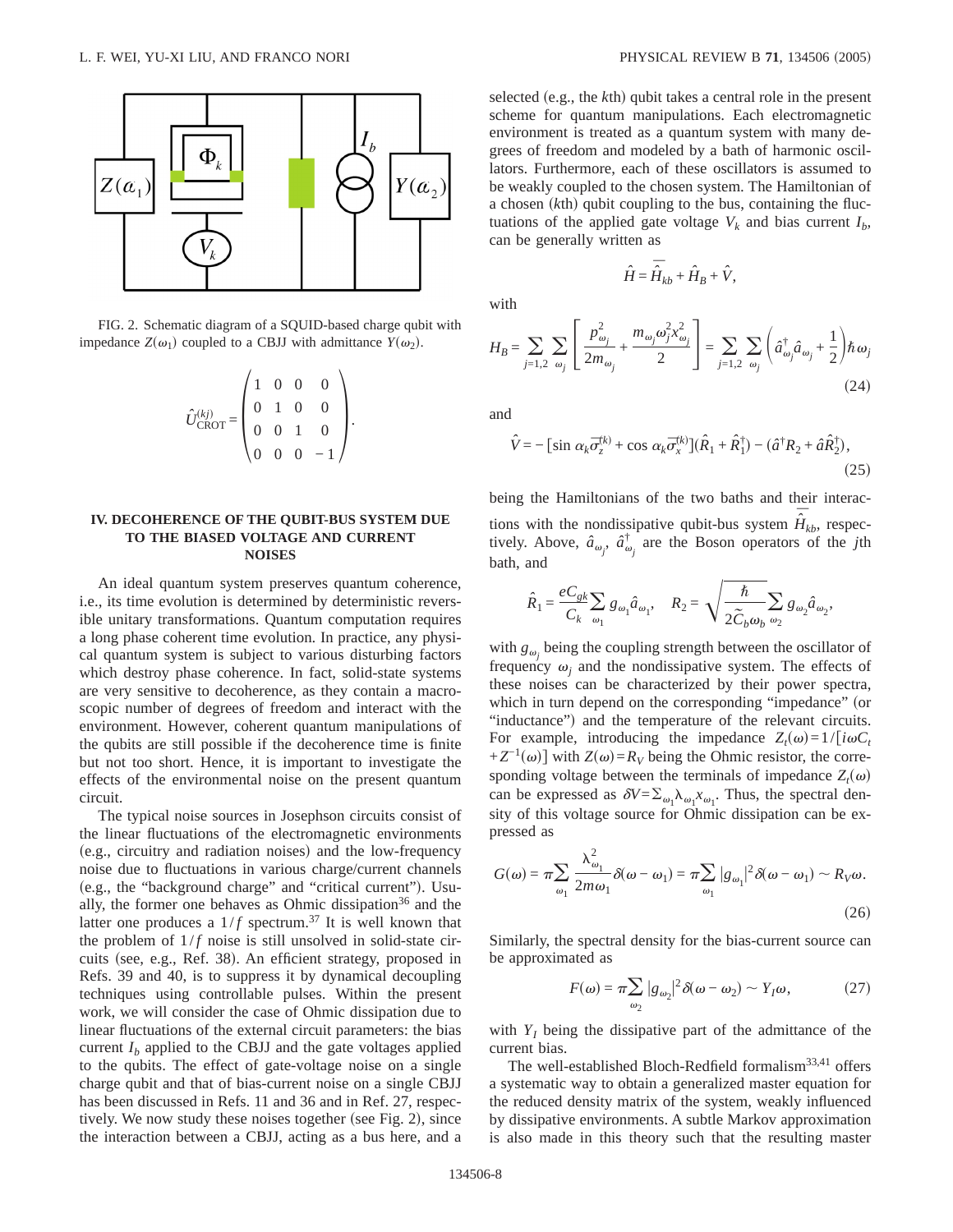FIG. 2. Schematic diagram of a SQUID-based charge qubit with impedance $Z(\omega_1)$ coupled to a CBJJ with admittance $Y(\omega_2)$.

$$\hat{U}_{\text{CROT}}^{(kj)} = \begin{pmatrix} 1 & 0 & 0 & 0 \\ 0 & 1 & 0 & 0 \\ 0 & 0 & 1 & 0 \\ 0 & 0 & 0 & -1 \end{pmatrix}.$$

## IV. DECOHERENCE OF THE QUBIT-BUS SYSTEM DUE TO THE BIASED VOLTAGE AND CURRENT NOISES

An ideal quantum system preserves quantum coherence, i.e., its time evolution is determined by deterministic reversible unitary transformations. Quantum computation requires a long phase coherent time evolution. In practice, any physical quantum system is subject to various disturbing factors which destroy phase coherence. In fact, solid-state systems are very sensitive to decoherence, as they contain a macroscopic number of degrees of freedom and interact with the environment. However, coherent quantum manipulations of the qubits are still possible if the decoherence time is finite but not too short. Hence, it is important to investigate the effects of the environmental noise on the present quantum circuit.

The typical noise sources in Josephson circuits consist of the linear fluctuations of the electromagnetic environments (e.g., circuitry and radiation noises) and the low-frequency noise due to fluctuations in various charge/current channels (e.g., the "background charge" and "critical current"). Usually, the former one behaves as Ohmic dissipation[36] and the latter one produces a $1/f$ spectrum.[37] It is well known that the problem of $1/f$ noise is still unsolved in solid-state circuits (see, e.g., Ref. 38). An efficient strategy, proposed in Refs. 39 and 40, is to suppress it by dynamical decoupling techniques using controllable pulses. Within the present work, we will consider the case of Ohmic dissipation due to linear fluctuations of the external circuit parameters: the bias current $I_b$ applied to the CBJJ and the gate voltages applied to the qubits. The effect of gate-voltage noise on a single charge qubit and that of bias-current noise on a single CBJJ has been discussed in Refs. 11 and 36 and in Ref. 27, respectively. We now study these noises together (see Fig. 2), since the interaction between a CBJJ, acting as a bus here, and a selected (e.g., the $k$th) qubit takes a central role in the present scheme for quantum manipulations. Each electromagnetic environment is treated as a quantum system with many degrees of freedom and modeled by a bath of harmonic oscillators. Furthermore, each of these oscillators is assumed to be weakly coupled to the chosen system. The Hamiltonian of a chosen ($k$th) qubit coupling to the bus, containing the fluctuations of the applied gate voltage $V_k$ and bias current $I_b$, can be generally written as

$$\hat{H} = \hat{\overline{H}}_{kb} + \hat{H}_B + \hat{V},$$

with

$$H_B = \sum_{j=1,2} \sum_{\omega_j} \left[ \frac{p_{\omega_j}^2}{2m_{\omega_j}} + \frac{m_{\omega_j}\omega_j^2 x_{\omega_j}^2}{2} \right] = \sum_{j=1,2} \sum_{\omega_j} \left( \hat{a}_{\omega_j}^\dagger \hat{a}_{\omega_j} + \frac{1}{2} \right) \hbar \omega_j \tag{24}$$

and

$$\hat{V} = -[\sin \alpha_k \overline{\sigma}_z^{(k)} + \cos \alpha_k \overline{\sigma}_x^{(k)}](\hat{R}_1 + \hat{R}_1^\dagger) - (\hat{a}^\dagger R_2 + \hat{a}\hat{R}_2^\dagger), \tag{25}$$

being the Hamiltonians of the two baths and their interactions with the nondissipative qubit-bus system $\hat{\overline{H}}_{kb}$, respectively. Above, $\hat{a}_{\omega_j}$, $\hat{a}_{\omega_j}^\dagger$ are the Boson operators of the $j$th bath, and

$$\hat{R}_1 = \frac{eC_{gk}}{C_k} \sum_{\omega_1} g_{\omega_1} \hat{a}_{\omega_1}, \quad R_2 = \sqrt{\frac{\hbar}{2\tilde{C}_b \omega_b}} \sum_{\omega_2} g_{\omega_2} \hat{a}_{\omega_2},$$

with $g_{\omega_j}$ being the coupling strength between the oscillator of frequency $\omega_j$ and the nondissipative system. The effects of these noises can be characterized by their power spectra, which in turn depend on the corresponding "impedance" (or "inductance") and the temperature of the relevant circuits. For example, introducing the impedance $Z_t(\omega) = 1/[i\omega C_t + Z^{-1}(\omega)]$ with $Z(\omega) = R_V$ being the Ohmic resistor, the corresponding voltage between the terminals of impedance $Z_t(\omega)$ can be expressed as $\delta V = \sum_{\omega_1} \lambda_{\omega_1} x_{\omega_1}$. Thus, the spectral density of this voltage source for Ohmic dissipation can be expressed as

$$G(\omega) = \pi \sum_{\omega_1} \frac{\lambda_{\omega_1}^2}{2m\omega_1} \delta(\omega - \omega_1) = \pi \sum_{\omega_1} |g_{\omega_1}|^2 \delta(\omega - \omega_1) \sim R_V \omega. \tag{26}$$

Similarly, the spectral density for the bias-current source can be approximated as

$$F(\omega) = \pi \sum_{\omega_2} |g_{\omega_2}|^2 \delta(\omega - \omega_2) \sim Y_I \omega, \tag{27}$$

with $Y_I$ being the dissipative part of the admittance of the current bias.

The well-established Bloch-Redfield formalism[33,41] offers a systematic way to obtain a generalized master equation for the reduced density matrix of the system, weakly influenced by dissipative environments. A subtle Markov approximation is also made in this theory such that the resulting master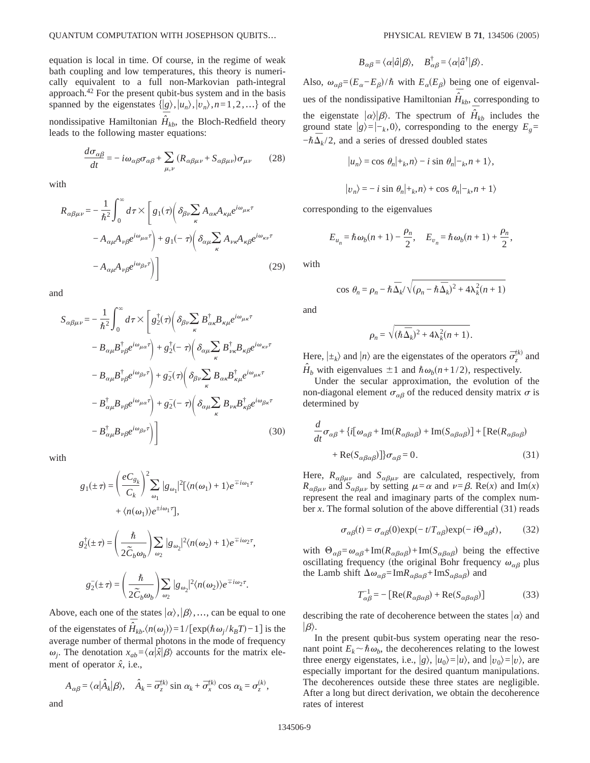equation is local in time. Of course, in the regime of weak bath coupling and low temperatures, this theory is numerically equivalent to a full non-Markovian path-integral approach.[42] For the present qubit-bus system and in the basis spanned by the eigenstates $\{|g\rangle, |u_n\rangle, |v_n\rangle, n=1,2,\ldots\}$ of the nondissipative Hamiltonian $\overline{\hat{H}}_{kb}$, the Bloch-Redfield theory leads to the following master equations:

$$\frac{d\sigma_{\alpha\beta}}{dt} = -i\omega_{\alpha\beta}\sigma_{\alpha\beta} + \sum_{\mu,\nu}(R_{\alpha\beta\mu\nu} + S_{\alpha\beta\mu\nu})\sigma_{\mu\nu} \tag{28}$$

with

$$R_{\alpha\beta\mu\nu} = -\frac{1}{\hbar^2}\int_0^\infty d\tau \times \Bigg[ g_1(\tau)\Bigg(\delta_{\beta\nu}\sum_\kappa A_{\alpha\kappa}A_{\kappa\mu}e^{i\omega_{\mu\kappa}\tau} - A_{\alpha\mu}A_{\nu\beta}e^{i\omega_{\mu\alpha}\tau}\Bigg) + g_1(-\tau)\Bigg(\delta_{\alpha\mu}\sum_\kappa A_{\nu\kappa}A_{\kappa\beta}e^{i\omega_{\kappa\nu}\tau} - A_{\alpha\mu}A_{\nu\beta}e^{i\omega_{\beta\nu}\tau}\Bigg)\Bigg] \tag{29}$$

and

$$\begin{aligned} S_{\alpha\beta\mu\nu} = -\frac{1}{\hbar^2}\int_0^\infty d\tau \times \Bigg[ & g_2^\dagger(\tau)\Bigg(\delta_{\beta\nu}\sum_\kappa B^\dagger_{\alpha\kappa}B_{\kappa\mu}e^{i\omega_{\mu\kappa}\tau} - B_{\alpha\mu}B^\dagger_{\nu\beta}e^{i\omega_{\mu\alpha}\tau}\Bigg) + g_2^\dagger(-\tau)\Bigg(\delta_{\alpha\mu}\sum_\kappa B^\dagger_{\nu\kappa}B_{\kappa\beta}e^{i\omega_{\kappa\nu}\tau} \\ & - B_{\alpha\mu}B^\dagger_{\nu\beta}e^{i\omega_{\beta\nu}\tau}\Bigg) + g_2^-(\tau)\Bigg(\delta_{\beta\nu}\sum_\kappa B_{\alpha\kappa}B^\dagger_{\kappa\mu}e^{i\omega_{\mu\kappa}\tau} - B^\dagger_{\alpha\mu}B_{\nu\beta}e^{i\omega_{\mu\alpha}\tau}\Bigg) + g_2^-(-\tau)\Bigg(\delta_{\alpha\mu}\sum_\kappa B_{\nu\kappa}B^\dagger_{\kappa\beta}e^{i\omega_{\beta\kappa}\tau} \\ & - B^\dagger_{\alpha\mu}B_{\nu\beta}e^{i\omega_{\beta\nu}\tau}\Bigg)\Bigg] \end{aligned} \tag{30}$$

with

$$g_1(\pm\tau) = \left(\frac{eC_{g_k}}{C_k}\right)^2 \sum_{\omega_1}|g_{\omega_1}|^2[\langle n(\omega_1)+1\rangle e^{\mp i\omega_1\tau} + \langle n(\omega_1)\rangle e^{\pm i\omega_1\tau}],$$

$$g_2^\dagger(\pm\tau) = \left(\frac{\hbar}{2\tilde{C}_b\omega_b}\right)\sum_{\omega_2}|g_{\omega_2}|^2\langle n(\omega_2)+1\rangle e^{\mp i\omega_2\tau},$$

$$g_2^-(\pm\tau) = \left(\frac{\hbar}{2\tilde{C}_b\omega_b}\right)\sum_{\omega_2}|g_{\omega_2}|^2\langle n(\omega_2)\rangle e^{\mp i\omega_2\tau}.$$

Above, each one of the states $|\alpha\rangle, |\beta\rangle, \ldots$, can be equal to one of the eigenstates of $\overline{\hat{H}}_{kb}$. $\langle n(\omega_j)\rangle = 1/[\exp(\hbar\omega_j/k_BT)-1]$ is the average number of thermal photons in the mode of frequency $\omega_j$. The denotation $x_{ab} = \langle\alpha|\hat{x}|\beta\rangle$ accounts for the matrix element of operator $\hat{x}$, i.e.,

$$A_{\alpha\beta} = \langle\alpha|\hat{A}_k|\beta\rangle, \quad \hat{A}_k = \overline{\sigma}_z^{(k)}\sin\alpha_k + \overline{\sigma}_x^{(k)}\cos\alpha_k = \sigma_z^{(k)},$$

and

$$B_{\alpha\beta} = \langle\alpha|\hat{a}|\beta\rangle, \quad B^\dagger_{\alpha\beta} = \langle\alpha|\hat{a}^\dagger|\beta\rangle.$$

Also, $\omega_{\alpha\beta} = (E_\alpha - E_\beta)/\hbar$ with $E_\alpha(E_\beta)$ being one of eigenvalues of the nondissipative Hamiltonian $\overline{\hat{H}}_{kb}$, corresponding to the eigenstate $|\alpha\rangle|\beta\rangle$. The spectrum of $\overline{\hat{H}}_{kb}$ includes the ground state $|g\rangle = |-_k, 0\rangle$, corresponding to the energy $E_g = -\hbar\overline{\Delta}_k/2$, and a series of dressed doubled states

$$|u_n\rangle = \cos\theta_n|+_k, n\rangle - i\sin\theta_n|-_k, n+1\rangle,$$

$$|v_n\rangle = -i\sin\theta_n|+_k, n\rangle + \cos\theta_n|-_k, n+1\rangle$$

corresponding to the eigenvalues

$$E_{u_n} = \hbar\omega_b(n+1) - \frac{\rho_n}{2}, \quad E_{v_n} = \hbar\omega_b(n+1) + \frac{\rho_n}{2},$$

with

$$\cos\theta_n = \rho_n - \hbar\overline{\Delta}_k/\sqrt{(\rho_n - \hbar\overline{\Delta}_k)^2 + 4\lambda_k^2(n+1)}$$

and

$$\rho_n = \sqrt{(\hbar\overline{\Delta}_k)^2 + 4\lambda_k^2(n+1)}.$$

Here, $|\pm_k\rangle$ and $|n\rangle$ are the eigenstates of the operators $\overline{\sigma}_z^{(k)}$ and $\hat{H}_b$ with eigenvalues $\pm1$ and $\hbar\omega_b(n+1/2)$, respectively.

Under the secular approximation, the evolution of the non-diagonal element $\sigma_{\alpha\beta}$ of the reduced density matrix $\sigma$ is determined by

$$\frac{d}{dt}\sigma_{\alpha\beta} + \{i[\omega_{\alpha\beta} + \text{Im}(R_{\alpha\beta\alpha\beta}) + \text{Im}(S_{\alpha\beta\alpha\beta})] + [\text{Re}(R_{\alpha\beta\alpha\beta}) + \text{Re}(S_{\alpha\beta\alpha\beta})]\}\sigma_{\alpha\beta} = 0. \tag{31}$$

Here, $R_{\alpha\beta\mu\nu}$ and $S_{\alpha\beta\mu\nu}$ are calculated, respectively, from $R_{\alpha\beta\mu\nu}$ and $S_{\alpha\beta\mu\nu}$ by setting $\mu=\alpha$ and $\nu=\beta$. Re$(x)$ and Im$(x)$ represent the real and imaginary parts of the complex number $x$. The formal solution of the above differential (31) reads

$$\sigma_{\alpha\beta}(t) = \sigma_{\alpha\beta}(0)\exp(-t/T_{\alpha\beta})\exp(-i\Theta_{\alpha\beta}t), \tag{32}$$

with $\Theta_{\alpha\beta} = \omega_{\alpha\beta} + \text{Im}(R_{\alpha\beta\alpha\beta}) + \text{Im}(S_{\alpha\beta\alpha\beta})$ being the effective oscillating frequency (the original Bohr frequency $\omega_{\alpha\beta}$ plus the Lamb shift $\Delta\omega_{\alpha\beta} = \text{Im}R_{\alpha\beta\alpha\beta} + \text{Im}S_{\alpha\beta\alpha\beta}$) and

$$T_{\alpha\beta}^{-1} = -[\text{Re}(R_{\alpha\beta\alpha\beta}) + \text{Re}(S_{\alpha\beta\alpha\beta})] \tag{33}$$

describing the rate of decoherence between the states $|\alpha\rangle$ and $|\beta\rangle$.

In the present qubit-bus system operating near the resonant point $E_k \sim \hbar\omega_b$, the decoherences relating to the lowest three energy eigenstates, i.e., $|g\rangle$, $|u_0\rangle = |u\rangle$, and $|v_0\rangle = |v\rangle$, are especially important for the desired quantum manipulations. The decoherences outside these three states are negligible. After a long but direct derivation, we obtain the decoherence rates of interest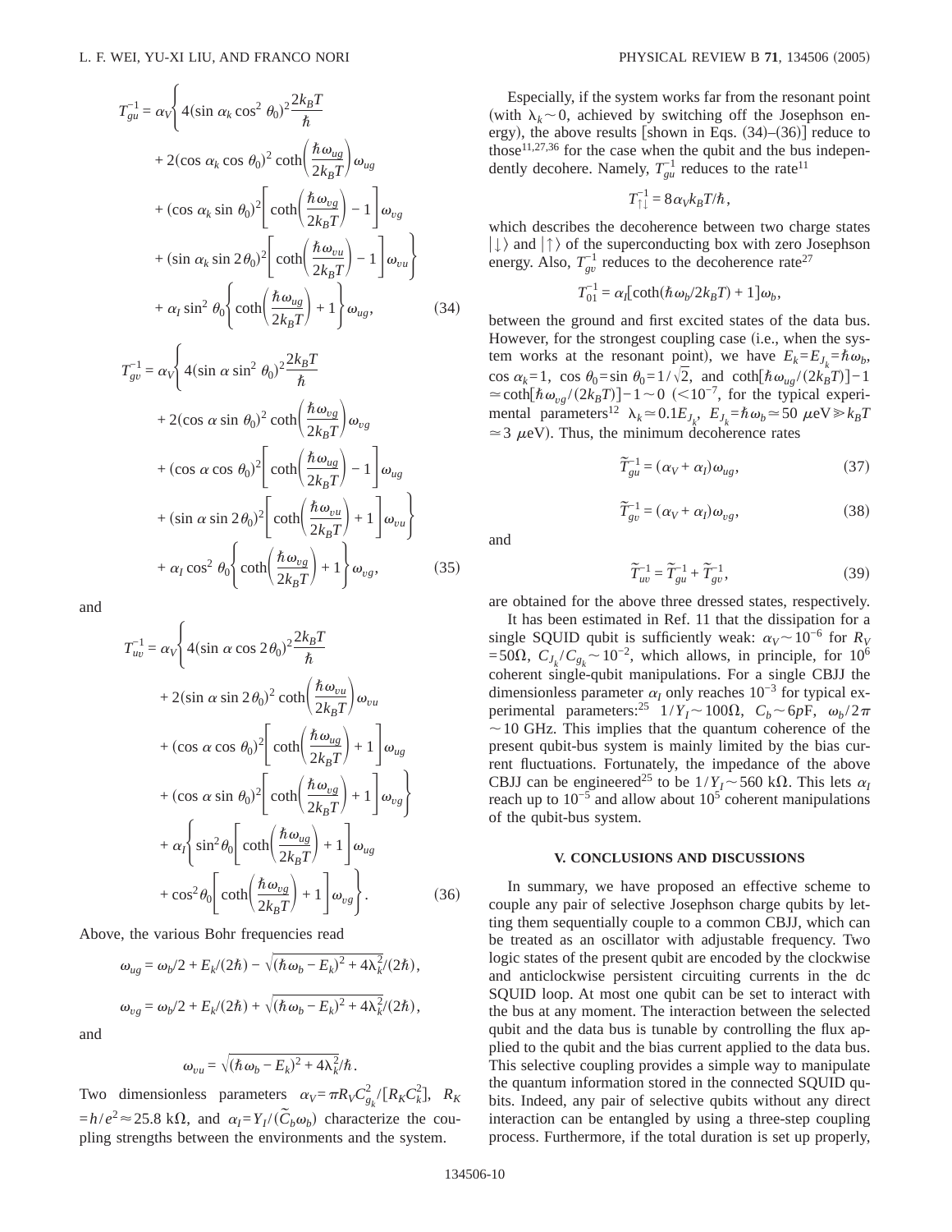$$
\begin{aligned}
T_{gu}^{-1} = \alpha_V \Bigg\{ & 4(\sin\alpha_k \cos^2\theta_0)^2 \frac{2k_B T}{\hbar} \\
& + 2(\cos\alpha_k \cos\theta_0)^2 \coth\left(\frac{\hbar\omega_{ug}}{2k_B T}\right)\omega_{ug} \\
& + (\cos\alpha_k \sin\theta_0)^2 \left[\coth\left(\frac{\hbar\omega_{vg}}{2k_B T}\right) - 1\right]\omega_{vg} \\
& + (\sin\alpha_k \sin 2\theta_0)^2 \left[\coth\left(\frac{\hbar\omega_{vu}}{2k_B T}\right) - 1\right]\omega_{vu} \Bigg\} \\
& + \alpha_I \sin^2\theta_0 \left\{\coth\left(\frac{\hbar\omega_{ug}}{2k_B T}\right) + 1\right\}\omega_{ug},
\end{aligned} \tag{34}
$$

$$
\begin{aligned}
T_{gv}^{-1} = \alpha_V \Bigg\{ & 4(\sin\alpha \sin^2\theta_0)^2 \frac{2k_B T}{\hbar} \\
& + 2(\cos\alpha \sin\theta_0)^2 \coth\left(\frac{\hbar\omega_{vg}}{2k_B T}\right)\omega_{vg} \\
& + (\cos\alpha \cos\theta_0)^2 \left[\coth\left(\frac{\hbar\omega_{ug}}{2k_B T}\right) - 1\right]\omega_{ug} \\
& + (\sin\alpha \sin 2\theta_0)^2 \left[\coth\left(\frac{\hbar\omega_{vu}}{2k_B T}\right) + 1\right]\omega_{vu} \Bigg\} \\
& + \alpha_I \cos^2\theta_0 \left\{\coth\left(\frac{\hbar\omega_{vg}}{2k_B T}\right) + 1\right\}\omega_{vg},
\end{aligned} \tag{35}
$$

and

$$
\begin{aligned}
T_{uv}^{-1} = \alpha_V \Bigg\{ & 4(\sin\alpha \cos 2\theta_0)^2 \frac{2k_B T}{\hbar} \\
& + 2(\sin\alpha \sin 2\theta_0)^2 \coth\left(\frac{\hbar\omega_{vu}}{2k_B T}\right)\omega_{vu} \\
& + (\cos\alpha \cos\theta_0)^2 \left[\coth\left(\frac{\hbar\omega_{ug}}{2k_B T}\right) + 1\right]\omega_{ug} \\
& + (\cos\alpha \sin\theta_0)^2 \left[\coth\left(\frac{\hbar\omega_{vg}}{2k_B T}\right) + 1\right]\omega_{vg} \Bigg\} \\
& + \alpha_I \Bigg\{ \sin^2\theta_0 \left[\coth\left(\frac{\hbar\omega_{ug}}{2k_B T}\right) + 1\right]\omega_{ug} \\
& + \cos^2\theta_0 \left[\coth\left(\frac{\hbar\omega_{vg}}{2k_B T}\right) + 1\right]\omega_{vg} \Bigg\}.
\end{aligned} \tag{36}
$$

Above, the various Bohr frequencies read

$$
\omega_{ug} = \omega_b/2 + E_k/(2\hbar) - \sqrt{(\hbar\omega_b - E_k)^2 + 4\lambda_k^2}/(2\hbar),
$$

$$
\omega_{vg} = \omega_b/2 + E_k/(2\hbar) + \sqrt{(\hbar\omega_b - E_k)^2 + 4\lambda_k^2}/(2\hbar),
$$

and

$$
\omega_{vu} = \sqrt{(\hbar\omega_b - E_k)^2 + 4\lambda_k^2}/\hbar.
$$

Two dimensionless parameters $\alpha_V = \pi R_V C_{g_k}^2/[R_K C_k^2]$, $R_K = h/e^2 \approx 25.8\ \text{k}\Omega$, and $\alpha_I = Y_I/(\widetilde{C}_b\omega_b)$ characterize the coupling strengths between the environments and the system.

Especially, if the system works far from the resonant point (with $\lambda_k \sim 0$, achieved by switching off the Josephson energy), the above results [shown in Eqs. (34)–(36)] reduce to those[11,27,36] for the case when the qubit and the bus independently decohere. Namely, $T_{gu}^{-1}$ reduces to the rate[11]

$$
T_{\uparrow\downarrow}^{-1} = 8\alpha_V k_B T/\hbar,
$$

which describes the decoherence between two charge states $|\downarrow\rangle$ and $|\uparrow\rangle$ of the superconducting box with zero Josephson energy. Also, $T_{gv}^{-1}$ reduces to the decoherence rate[27]

$$
T_{01}^{-1} = \alpha_I[\coth(\hbar\omega_b/2k_B T) + 1]\omega_b,
$$

between the ground and first excited states of the data bus. However, for the strongest coupling case (i.e., when the system works at the resonant point), we have $E_k = E_{J_k} = \hbar\omega_b$, $\cos\alpha_k = 1$, $\cos\theta_0 = \sin\theta_0 = 1/\sqrt{2}$, and $\coth[\hbar\omega_{ug}/(2k_B T)] - 1 \simeq \coth[\hbar\omega_{vg}/(2k_B T)] - 1 \sim 0$ ($< 10^{-7}$, for the typical experimental parameters[12] $\lambda_k \simeq 0.1 E_{J_k}$, $E_{J_k} = \hbar\omega_b \simeq 50\ \mu\text{eV} \gg k_B T \simeq 3\ \mu\text{eV}$). Thus, the minimum decoherence rates

$$
\widetilde{T}_{gu}^{-1} = (\alpha_V + \alpha_I)\omega_{ug}, \tag{37}
$$

$$
\widetilde{T}_{gv}^{-1} = (\alpha_V + \alpha_I)\omega_{vg}, \tag{38}
$$

and

$$
\widetilde{T}_{uv}^{-1} = \widetilde{T}_{gu}^{-1} + \widetilde{T}_{gv}^{-1}, \tag{39}
$$

are obtained for the above three dressed states, respectively.

It has been estimated in Ref. 11 that the dissipation for a single SQUID qubit is sufficiently weak: $\alpha_V \sim 10^{-6}$ for $R_V = 50\Omega$, $C_{J_k}/C_{g_k} \sim 10^{-2}$, which allows, in principle, for $10^6$ coherent single-qubit manipulations. For a single CBJJ the dimensionless parameter $\alpha_I$ only reaches $10^{-3}$ for typical experimental parameters:[25] $1/Y_I \sim 100\Omega$, $C_b \sim 6p\text{F}$, $\omega_b/2\pi \sim 10$ GHz. This implies that the quantum coherence of the present qubit-bus system is mainly limited by the bias current fluctuations. Fortunately, the impedance of the above CBJJ can be engineered[25] to be $1/Y_I \sim 560\ \text{k}\Omega$. This lets $\alpha_I$ reach up to $10^{-5}$ and allow about $10^5$ coherent manipulations of the qubit-bus system.

## V. CONCLUSIONS AND DISCUSSIONS

In summary, we have proposed an effective scheme to couple any pair of selective Josephson charge qubits by letting them sequentially couple to a common CBJJ, which can be treated as an oscillator with adjustable frequency. Two logic states of the present qubit are encoded by the clockwise and anticlockwise persistent circuiting currents in the dc SQUID loop. At most one qubit can be set to interact with the bus at any moment. The interaction between the selected qubit and the data bus is tunable by controlling the flux applied to the qubit and the bias current applied to the data bus. This selective coupling provides a simple way to manipulate the quantum information stored in the connected SQUID qubits. Indeed, any pair of selective qubits without any direct interaction can be entangled by using a three-step coupling process. Furthermore, if the total duration is set up properly,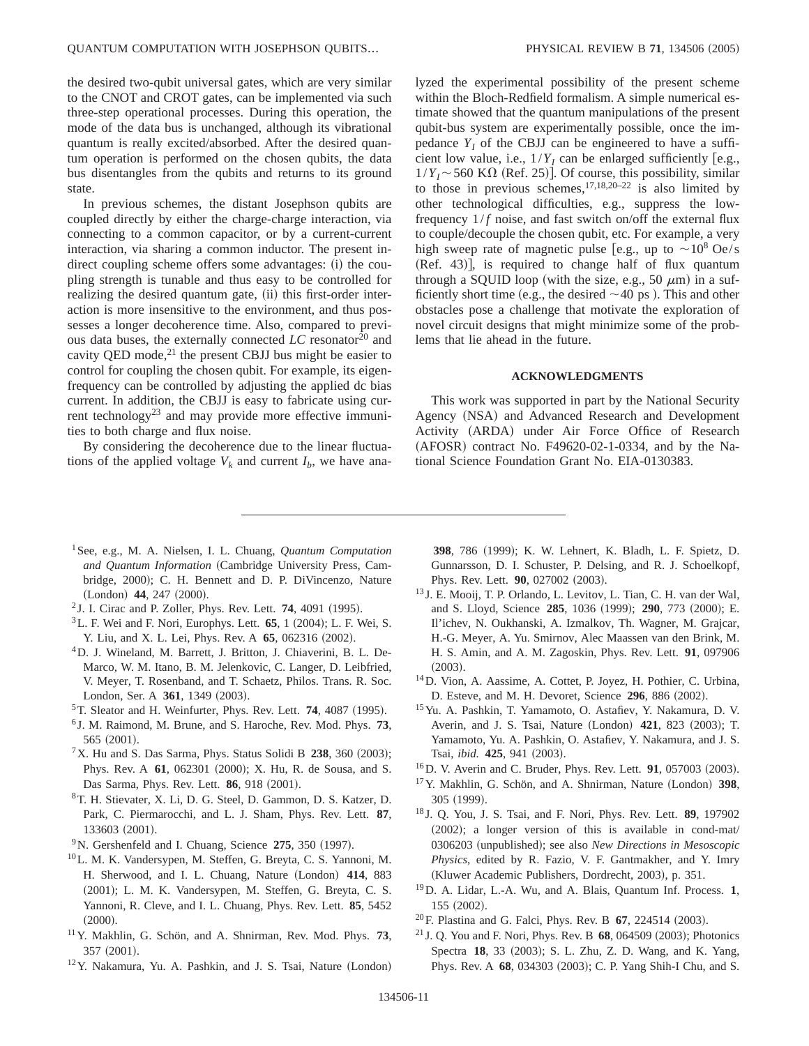the desired two-qubit universal gates, which are very similar to the CNOT and CROT gates, can be implemented via such three-step operational processes. During this operation, the mode of the data bus is unchanged, although its vibrational quantum is really excited/absorbed. After the desired quantum operation is performed on the chosen qubits, the data bus disentangles from the qubits and returns to its ground state.

In previous schemes, the distant Josephson qubits are coupled directly by either the charge-charge interaction, via connecting to a common capacitor, or by a current-current interaction, via sharing a common inductor. The present indirect coupling scheme offers some advantages: (i) the coupling strength is tunable and thus easy to be controlled for realizing the desired quantum gate, (ii) this first-order interaction is more insensitive to the environment, and thus possesses a longer decoherence time. Also, compared to previous data buses, the externally connected $LC$ resonator[20] and cavity QED mode,[21] the present CBJJ bus might be easier to control for coupling the chosen qubit. For example, its eigenfrequency can be controlled by adjusting the applied dc bias current. In addition, the CBJJ is easy to fabricate using current technology[23] and may provide more effective immunities to both charge and flux noise.

By considering the decoherence due to the linear fluctuations of the applied voltage $V_k$ and current $I_b$, we have analyzed the experimental possibility of the present scheme within the Bloch-Redfield formalism. A simple numerical estimate showed that the quantum manipulations of the present qubit-bus system are experimentally possible, once the impedance $Y_I$ of the CBJJ can be engineered to have a sufficient low value, i.e., $1/Y_I$ can be enlarged sufficiently [e.g., $1/Y_I \sim 560$ K$\Omega$ (Ref. 25)]. Of course, this possibility, similar to those in previous schemes,[17,18,20–22] is also limited by other technological difficulties, e.g., suppress the low-frequency $1/f$ noise, and fast switch on/off the external flux to couple/decouple the chosen qubit, etc. For example, a very high sweep rate of magnetic pulse [e.g., up to $\sim 10^8$ Oe/s (Ref. 43)], is required to change half of flux quantum through a SQUID loop (with the size, e.g., 50 $\mu$m) in a sufficiently short time (e.g., the desired $\sim 40$ ps ). This and other obstacles pose a challenge that motivate the exploration of novel circuit designs that might minimize some of the problems that lie ahead in the future.

## ACKNOWLEDGMENTS

This work was supported in part by the National Security Agency (NSA) and Advanced Research and Development Activity (ARDA) under Air Force Office of Research (AFOSR) contract No. F49620-02-1-0334, and by the National Science Foundation Grant No. EIA-0130383.

---

[1] See, e.g., M. A. Nielsen, I. L. Chuang, *Quantum Computation and Quantum Information* (Cambridge University Press, Cambridge, 2000); C. H. Bennett and D. P. DiVincenzo, Nature (London) **44**, 247 (2000).

[2] J. I. Cirac and P. Zoller, Phys. Rev. Lett. **74**, 4091 (1995).

[3] L. F. Wei and F. Nori, Europhys. Lett. **65**, 1 (2004); L. F. Wei, S. Y. Liu, and X. L. Lei, Phys. Rev. A **65**, 062316 (2002).

[4] D. J. Wineland, M. Barrett, J. Britton, J. Chiaverini, B. L. DeMarco, W. M. Itano, B. M. Jelenkovic, C. Langer, D. Leibfried, V. Meyer, T. Rosenband, and T. Schaetz, Philos. Trans. R. Soc. London, Ser. A **361**, 1349 (2003).

[5] T. Sleator and H. Weinfurter, Phys. Rev. Lett. **74**, 4087 (1995).

[6] J. M. Raimond, M. Brune, and S. Haroche, Rev. Mod. Phys. **73**, 565 (2001).

[7] X. Hu and S. Das Sarma, Phys. Status Solidi B **238**, 360 (2003); Phys. Rev. A **61**, 062301 (2000); X. Hu, R. de Sousa, and S. Das Sarma, Phys. Rev. Lett. **86**, 918 (2001).

[8] T. H. Stievater, X. Li, D. G. Steel, D. Gammon, D. S. Katzer, D. Park, C. Piermarocchi, and L. J. Sham, Phys. Rev. Lett. **87**, 133603 (2001).

[9] N. Gershenfeld and I. Chuang, Science **275**, 350 (1997).

[10] L. M. K. Vandersypen, M. Steffen, G. Breyta, C. S. Yannoni, M. H. Sherwood, and I. L. Chuang, Nature (London) **414**, 883 (2001); L. M. K. Vandersypen, M. Steffen, G. Breyta, C. S. Yannoni, R. Cleve, and I. L. Chuang, Phys. Rev. Lett. **85**, 5452 (2000).

[11] Y. Makhlin, G. Schön, and A. Shnirman, Rev. Mod. Phys. **73**, 357 (2001).

[12] Y. Nakamura, Yu. A. Pashkin, and J. S. Tsai, Nature (London) **398**, 786 (1999); K. W. Lehnert, K. Bladh, L. F. Spietz, D. Gunnarsson, D. I. Schuster, P. Delsing, and R. J. Schoelkopf, Phys. Rev. Lett. **90**, 027002 (2003).

[13] J. E. Mooij, T. P. Orlando, L. Levitov, L. Tian, C. H. van der Wal, and S. Lloyd, Science **285**, 1036 (1999); **290**, 773 (2000); E. Il'ichev, N. Oukhanski, A. Izmalkov, Th. Wagner, M. Grajcar, H.-G. Meyer, A. Yu. Smirnov, Alec Maassen van den Brink, M. H. S. Amin, and A. M. Zagoskin, Phys. Rev. Lett. **91**, 097906 (2003).

[14] D. Vion, A. Aassime, A. Cottet, P. Joyez, H. Pothier, C. Urbina, D. Esteve, and M. H. Devoret, Science **296**, 886 (2002).

[15] Yu. A. Pashkin, T. Yamamoto, O. Astafiev, Y. Nakamura, D. V. Averin, and J. S. Tsai, Nature (London) **421**, 823 (2003); T. Yamamoto, Yu. A. Pashkin, O. Astafiev, Y. Nakamura, and J. S. Tsai, *ibid.* **425**, 941 (2003).

[16] D. V. Averin and C. Bruder, Phys. Rev. Lett. **91**, 057003 (2003).

[17] Y. Makhlin, G. Schön, and A. Shnirman, Nature (London) **398**, 305 (1999).

[18] J. Q. You, J. S. Tsai, and F. Nori, Phys. Rev. Lett. **89**, 197902 (2002); a longer version of this is available in cond-mat/0306203 (unpublished); see also *New Directions in Mesoscopic Physics*, edited by R. Fazio, V. F. Gantmakher, and Y. Imry (Kluwer Academic Publishers, Dordrecht, 2003), p. 351.

[19] D. A. Lidar, L.-A. Wu, and A. Blais, Quantum Inf. Process. **1**, 155 (2002).

[20] F. Plastina and G. Falci, Phys. Rev. B **67**, 224514 (2003).

[21] J. Q. You and F. Nori, Phys. Rev. B **68**, 064509 (2003); Photonics Spectra **18**, 33 (2003); S. L. Zhu, Z. D. Wang, and K. Yang, Phys. Rev. A **68**, 034303 (2003); C. P. Yang Shih-I Chu, and S.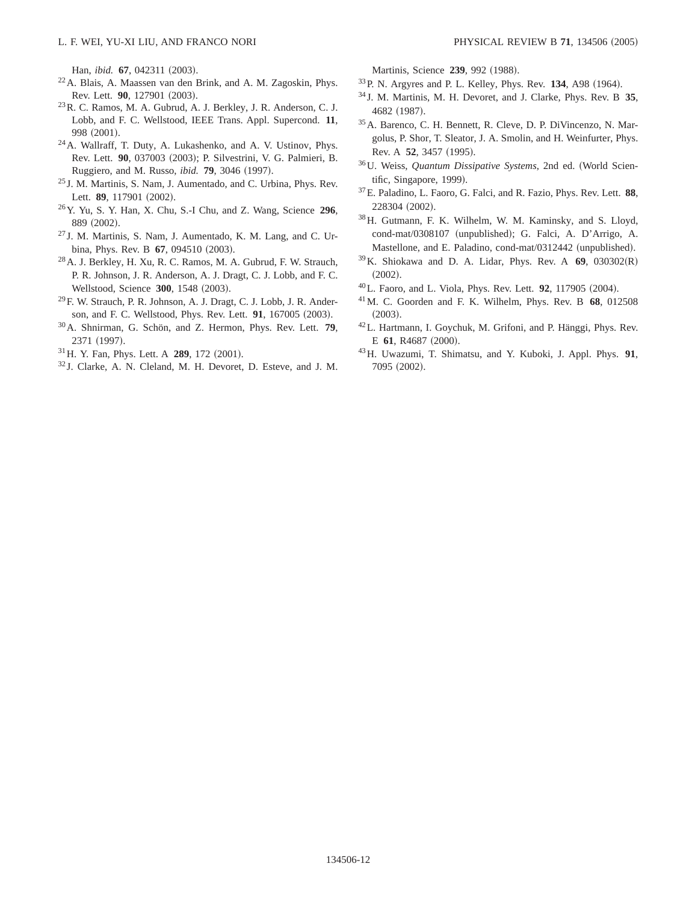Han, *ibid.* **67**, 042311 (2003).

[22] A. Blais, A. Maassen van den Brink, and A. M. Zagoskin, Phys. Rev. Lett. **90**, 127901 (2003).

[23] R. C. Ramos, M. A. Gubrud, A. J. Berkley, J. R. Anderson, C. J. Lobb, and F. C. Wellstood, IEEE Trans. Appl. Supercond. **11**, 998 (2001).

[24] A. Wallraff, T. Duty, A. Lukashenko, and A. V. Ustinov, Phys. Rev. Lett. **90**, 037003 (2003); P. Silvestrini, V. G. Palmieri, B. Ruggiero, and M. Russo, *ibid.* **79**, 3046 (1997).

[25] J. M. Martinis, S. Nam, J. Aumentado, and C. Urbina, Phys. Rev. Lett. **89**, 117901 (2002).

[26] Y. Yu, S. Y. Han, X. Chu, S.-I Chu, and Z. Wang, Science **296**, 889 (2002).

[27] J. M. Martinis, S. Nam, J. Aumentado, K. M. Lang, and C. Urbina, Phys. Rev. B **67**, 094510 (2003).

[28] A. J. Berkley, H. Xu, R. C. Ramos, M. A. Gubrud, F. W. Strauch, P. R. Johnson, J. R. Anderson, A. J. Dragt, C. J. Lobb, and F. C. Wellstood, Science **300**, 1548 (2003).

[29] F. W. Strauch, P. R. Johnson, A. J. Dragt, C. J. Lobb, J. R. Anderson, and F. C. Wellstood, Phys. Rev. Lett. **91**, 167005 (2003).

[30] A. Shnirman, G. Schön, and Z. Hermon, Phys. Rev. Lett. **79**, 2371 (1997).

[31] H. Y. Fan, Phys. Lett. A **289**, 172 (2001).

[32] J. Clarke, A. N. Cleland, M. H. Devoret, D. Esteve, and J. M. Martinis, Science **239**, 992 (1988).

[33] P. N. Argyres and P. L. Kelley, Phys. Rev. **134**, A98 (1964).

[34] J. M. Martinis, M. H. Devoret, and J. Clarke, Phys. Rev. B **35**, 4682 (1987).

[35] A. Barenco, C. H. Bennett, R. Cleve, D. P. DiVincenzo, N. Margolus, P. Shor, T. Sleator, J. A. Smolin, and H. Weinfurter, Phys. Rev. A **52**, 3457 (1995).

[36] U. Weiss, *Quantum Dissipative Systems*, 2nd ed. (World Scientific, Singapore, 1999).

[37] E. Paladino, L. Faoro, G. Falci, and R. Fazio, Phys. Rev. Lett. **88**, 228304 (2002).

[38] H. Gutmann, F. K. Wilhelm, W. M. Kaminsky, and S. Lloyd, cond-mat/0308107 (unpublished); G. Falci, A. D'Arrigo, A. Mastellone, and E. Paladino, cond-mat/0312442 (unpublished).

[39] K. Shiokawa and D. A. Lidar, Phys. Rev. A **69**, 030302(R) (2002).

[40] L. Faoro, and L. Viola, Phys. Rev. Lett. **92**, 117905 (2004).

[41] M. C. Goorden and F. K. Wilhelm, Phys. Rev. B **68**, 012508 (2003).

[42] L. Hartmann, I. Goychuk, M. Grifoni, and P. Hänggi, Phys. Rev. E **61**, R4687 (2000).

[43] H. Uwazumi, T. Shimatsu, and Y. Kuboki, J. Appl. Phys. **91**, 7095 (2002).